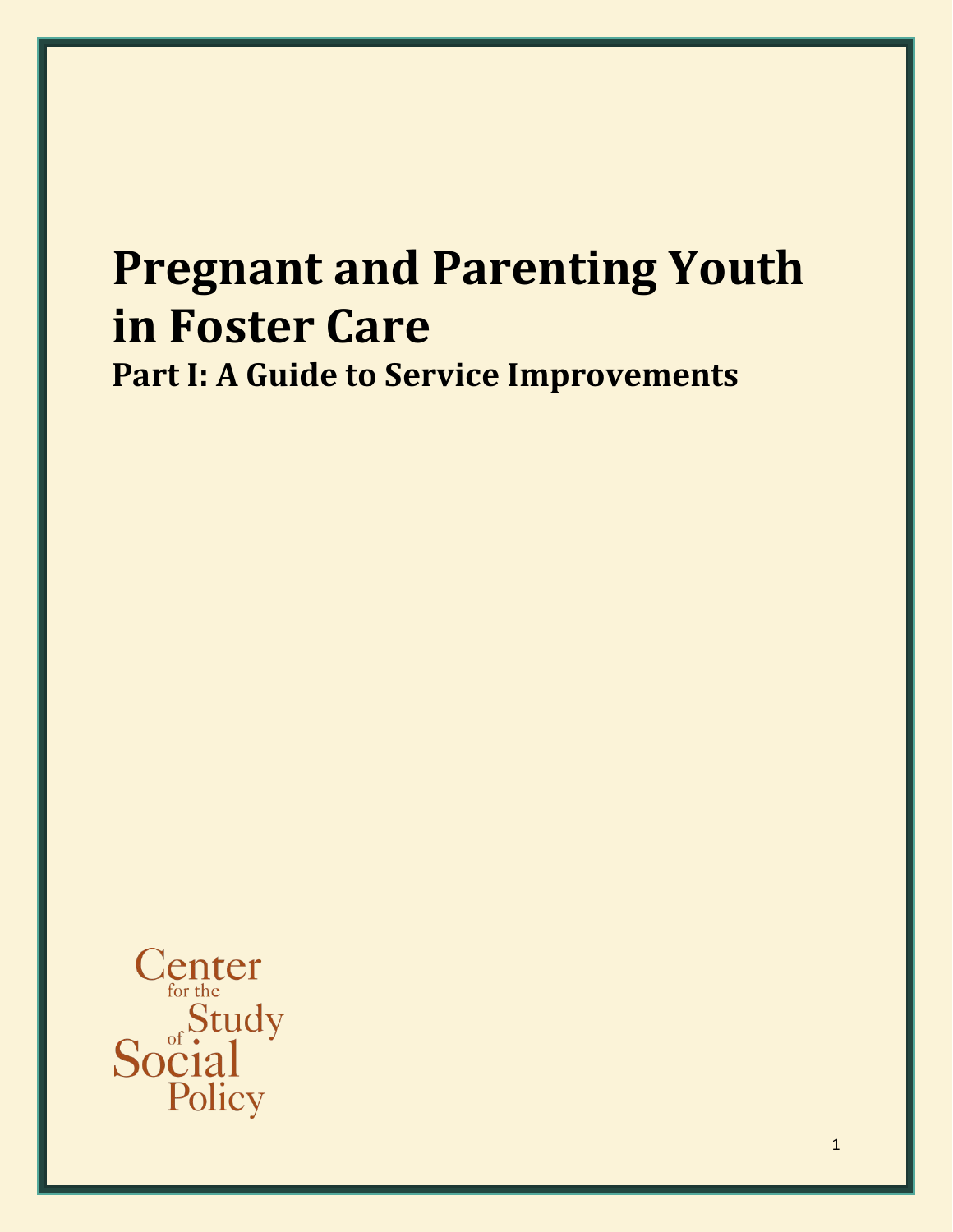# Pregnant and Parenting Youth in Foster Care

## Part I: A Guide to Service Improvements

Center for the Study of Social Policy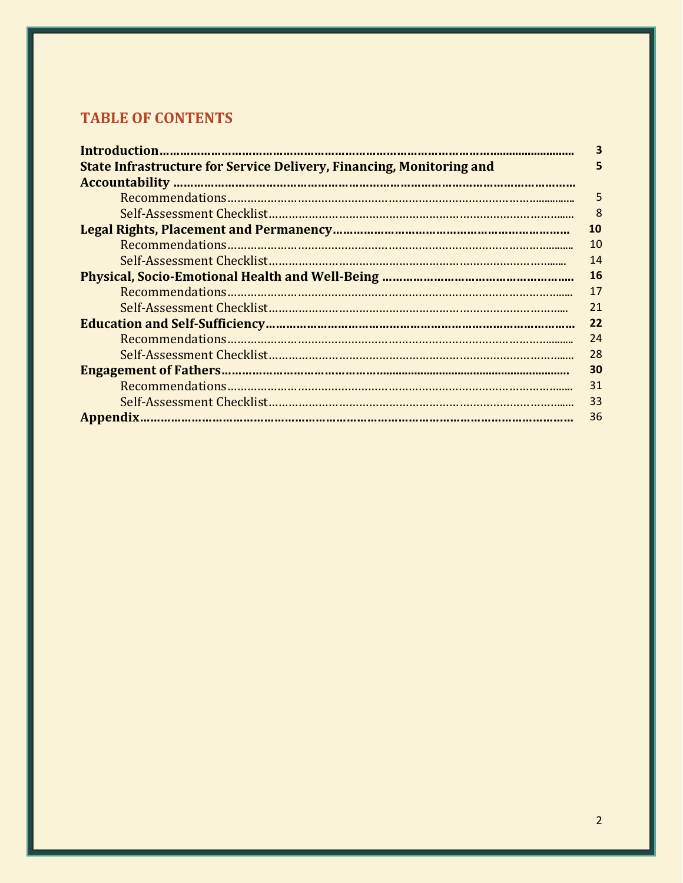# TABLE OF CONTENTS

| Section | Page |
|---|---|
| **Introduction** | **3** |
| **State Infrastructure for Service Delivery, Financing, Monitoring and Accountability** | **5** |
| Recommendations | 5 |
| Self-Assessment Checklist | 8 |
| **Legal Rights, Placement and Permanency** | **10** |
| Recommendations | 10 |
| Self-Assessment Checklist | 14 |
| **Physical, Socio-Emotional Health and Well-Being** | **16** |
| Recommendations | 17 |
| Self-Assessment Checklist | 21 |
| **Education and Self-Sufficiency** | **22** |
| Recommendations | 24 |
| Self-Assessment Checklist | 28 |
| **Engagement of Fathers** | **30** |
| Recommendations | 31 |
| Self-Assessment Checklist | 33 |
| **Appendix** | 36 |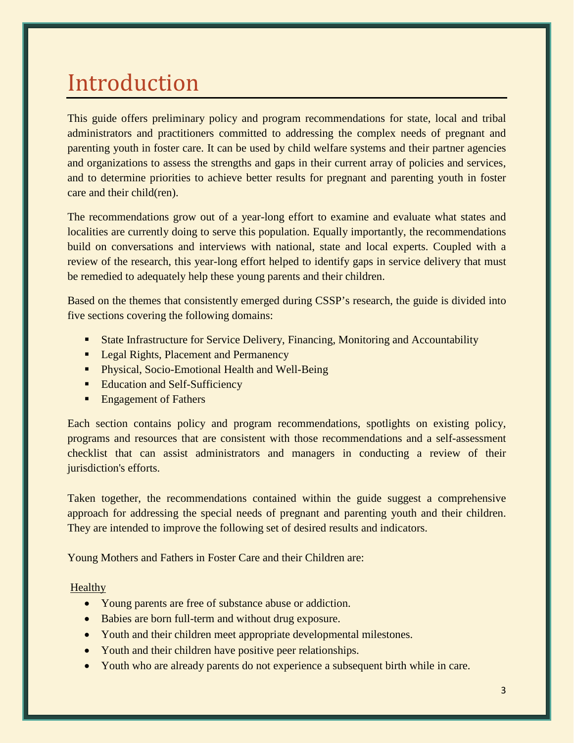# Introduction

This guide offers preliminary policy and program recommendations for state, local and tribal administrators and practitioners committed to addressing the complex needs of pregnant and parenting youth in foster care. It can be used by child welfare systems and their partner agencies and organizations to assess the strengths and gaps in their current array of policies and services, and to determine priorities to achieve better results for pregnant and parenting youth in foster care and their child(ren).

The recommendations grow out of a year-long effort to examine and evaluate what states and localities are currently doing to serve this population. Equally importantly, the recommendations build on conversations and interviews with national, state and local experts. Coupled with a review of the research, this year-long effort helped to identify gaps in service delivery that must be remedied to adequately help these young parents and their children.

Based on the themes that consistently emerged during CSSP's research, the guide is divided into five sections covering the following domains:

- State Infrastructure for Service Delivery, Financing, Monitoring and Accountability
- Legal Rights, Placement and Permanency
- Physical, Socio-Emotional Health and Well-Being
- Education and Self-Sufficiency
- Engagement of Fathers

Each section contains policy and program recommendations, spotlights on existing policy, programs and resources that are consistent with those recommendations and a self-assessment checklist that can assist administrators and managers in conducting a review of their jurisdiction's efforts.

Taken together, the recommendations contained within the guide suggest a comprehensive approach for addressing the special needs of pregnant and parenting youth and their children. They are intended to improve the following set of desired results and indicators.

Young Mothers and Fathers in Foster Care and their Children are:

<u>Healthy</u>

- Young parents are free of substance abuse or addiction.
- Babies are born full-term and without drug exposure.
- Youth and their children meet appropriate developmental milestones.
- Youth and their children have positive peer relationships.
- Youth who are already parents do not experience a subsequent birth while in care.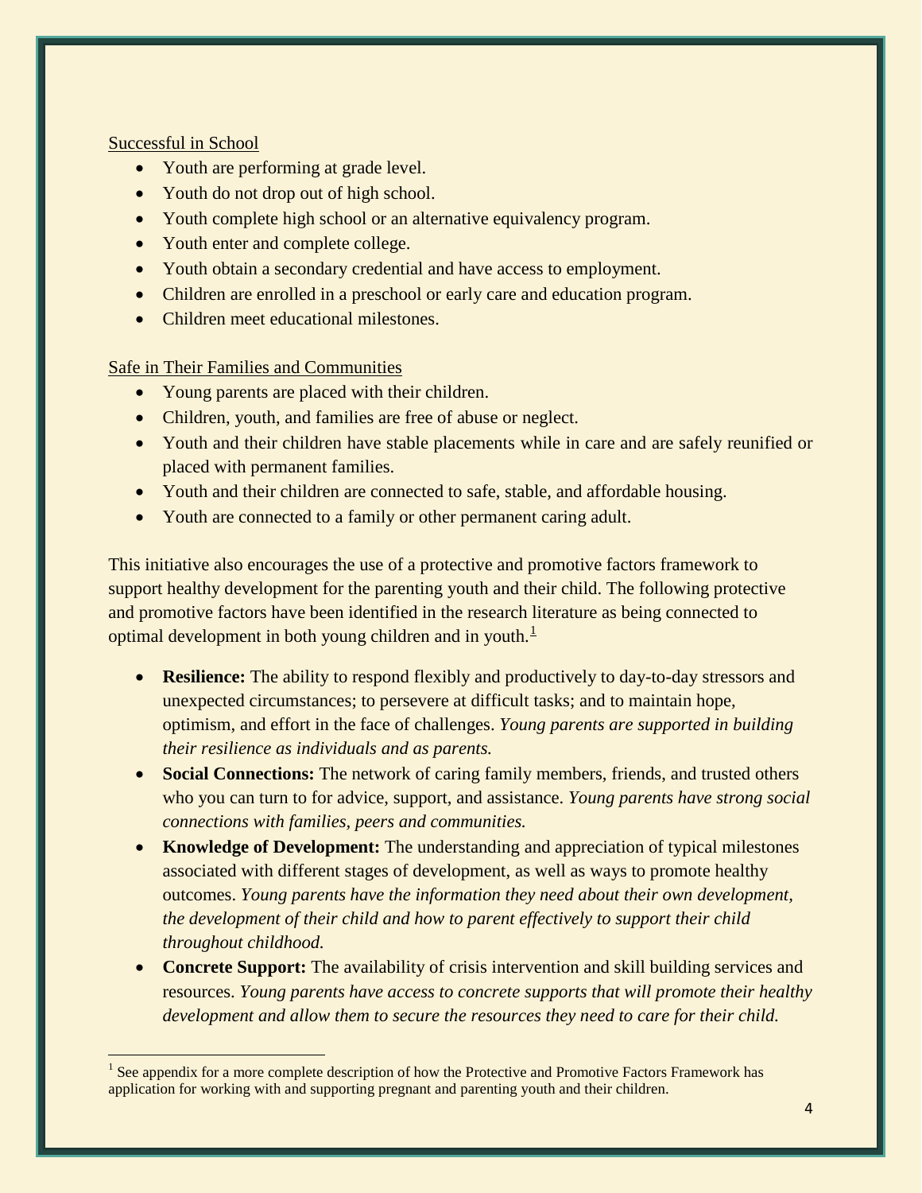Successful in School

- Youth are performing at grade level.
- Youth do not drop out of high school.
- Youth complete high school or an alternative equivalency program.
- Youth enter and complete college.
- Youth obtain a secondary credential and have access to employment.
- Children are enrolled in a preschool or early care and education program.
- Children meet educational milestones.

Safe in Their Families and Communities

- Young parents are placed with their children.
- Children, youth, and families are free of abuse or neglect.
- Youth and their children have stable placements while in care and are safely reunified or placed with permanent families.
- Youth and their children are connected to safe, stable, and affordable housing.
- Youth are connected to a family or other permanent caring adult.

This initiative also encourages the use of a protective and promotive factors framework to support healthy development for the parenting youth and their child. The following protective and promotive factors have been identified in the research literature as being connected to optimal development in both young children and in youth.[1]

- **Resilience:** The ability to respond flexibly and productively to day-to-day stressors and unexpected circumstances; to persevere at difficult tasks; and to maintain hope, optimism, and effort in the face of challenges. *Young parents are supported in building their resilience as individuals and as parents.*
- **Social Connections:** The network of caring family members, friends, and trusted others who you can turn to for advice, support, and assistance. *Young parents have strong social connections with families, peers and communities.*
- **Knowledge of Development:** The understanding and appreciation of typical milestones associated with different stages of development, as well as ways to promote healthy outcomes. *Young parents have the information they need about their own development, the development of their child and how to parent effectively to support their child throughout childhood.*
- **Concrete Support:** The availability of crisis intervention and skill building services and resources. *Young parents have access to concrete supports that will promote their healthy development and allow them to secure the resources they need to care for their child.*

[1] See appendix for a more complete description of how the Protective and Promotive Factors Framework has application for working with and supporting pregnant and parenting youth and their children.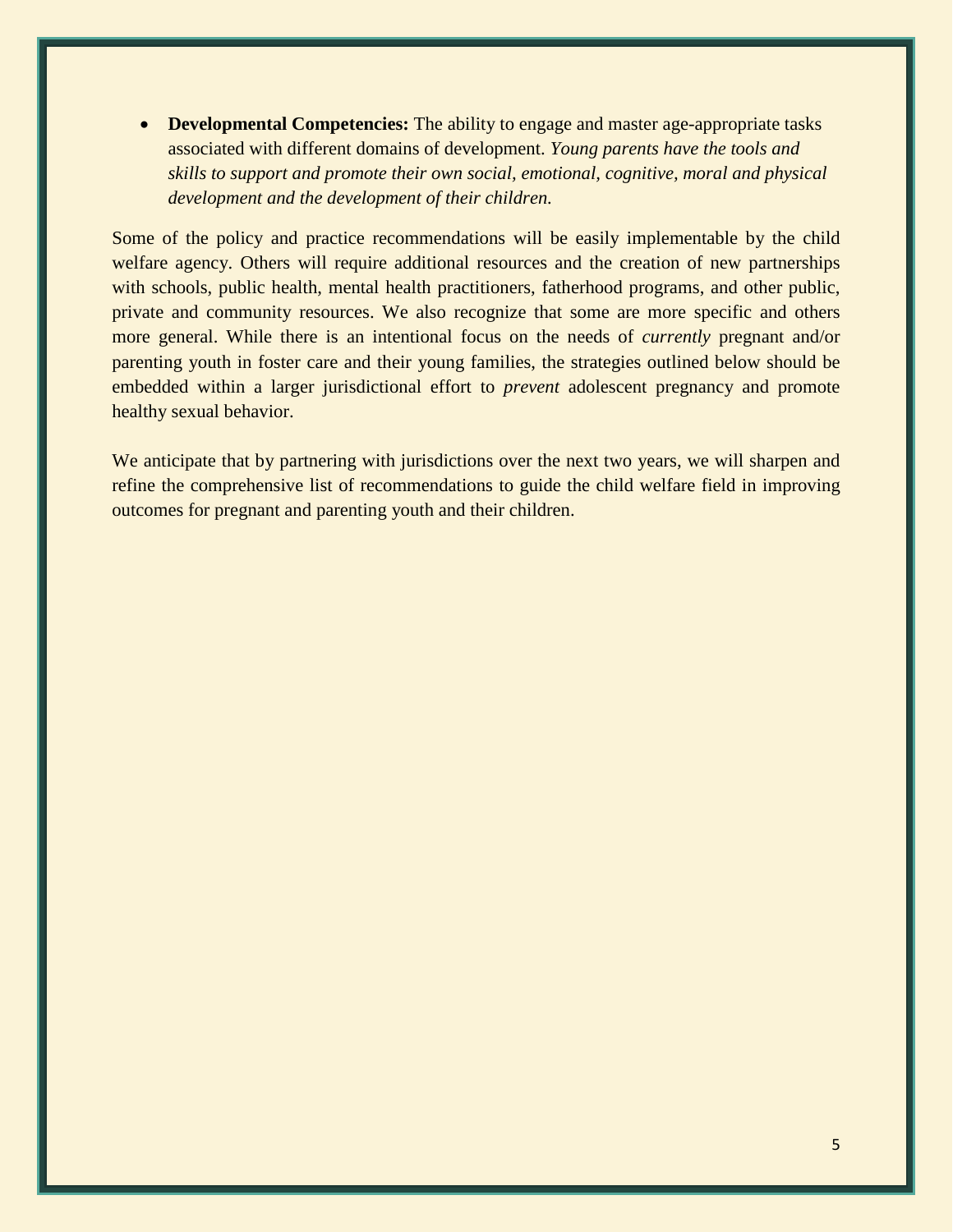- **Developmental Competencies:** The ability to engage and master age-appropriate tasks associated with different domains of development. *Young parents have the tools and skills to support and promote their own social, emotional, cognitive, moral and physical development and the development of their children.*

Some of the policy and practice recommendations will be easily implementable by the child welfare agency. Others will require additional resources and the creation of new partnerships with schools, public health, mental health practitioners, fatherhood programs, and other public, private and community resources. We also recognize that some are more specific and others more general. While there is an intentional focus on the needs of *currently* pregnant and/or parenting youth in foster care and their young families, the strategies outlined below should be embedded within a larger jurisdictional effort to *prevent* adolescent pregnancy and promote healthy sexual behavior.

We anticipate that by partnering with jurisdictions over the next two years, we will sharpen and refine the comprehensive list of recommendations to guide the child welfare field in improving outcomes for pregnant and parenting youth and their children.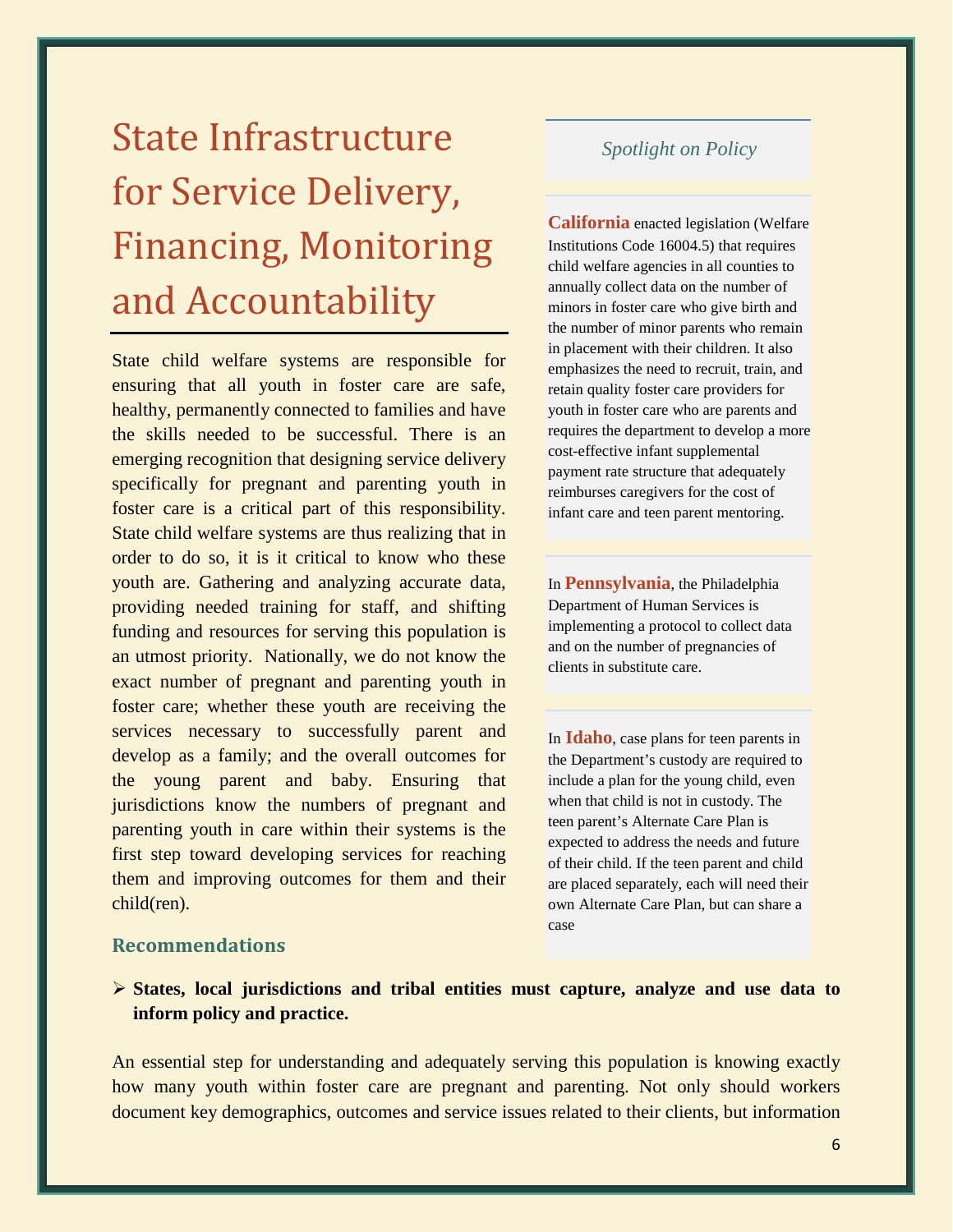# State Infrastructure for Service Delivery, Financing, Monitoring and Accountability

State child welfare systems are responsible for ensuring that all youth in foster care are safe, healthy, permanently connected to families and have the skills needed to be successful. There is an emerging recognition that designing service delivery specifically for pregnant and parenting youth in foster care is a critical part of this responsibility. State child welfare systems are thus realizing that in order to do so, it is it critical to know who these youth are. Gathering and analyzing accurate data, providing needed training for staff, and shifting funding and resources for serving this population is an utmost priority. Nationally, we do not know the exact number of pregnant and parenting youth in foster care; whether these youth are receiving the services necessary to successfully parent and develop as a family; and the overall outcomes for the young parent and baby. Ensuring that jurisdictions know the numbers of pregnant and parenting youth in care within their systems is the first step toward developing services for reaching them and improving outcomes for them and their child(ren).

*Spotlight on Policy*

**California** enacted legislation (Welfare Institutions Code 16004.5) that requires child welfare agencies in all counties to annually collect data on the number of minors in foster care who give birth and the number of minor parents who remain in placement with their children. It also emphasizes the need to recruit, train, and retain quality foster care providers for youth in foster care who are parents and requires the department to develop a more cost-effective infant supplemental payment rate structure that adequately reimburses caregivers for the cost of infant care and teen parent mentoring.

In **Pennsylvania**, the Philadelphia Department of Human Services is implementing a protocol to collect data and on the number of pregnancies of clients in substitute care.

In **Idaho**, case plans for teen parents in the Department's custody are required to include a plan for the young child, even when that child is not in custody. The teen parent's Alternate Care Plan is expected to address the needs and future of their child. If the teen parent and child are placed separately, each will need their own Alternate Care Plan, but can share a case

### Recommendations

- **States, local jurisdictions and tribal entities must capture, analyze and use data to inform policy and practice.**

An essential step for understanding and adequately serving this population is knowing exactly how many youth within foster care are pregnant and parenting. Not only should workers document key demographics, outcomes and service issues related to their clients, but information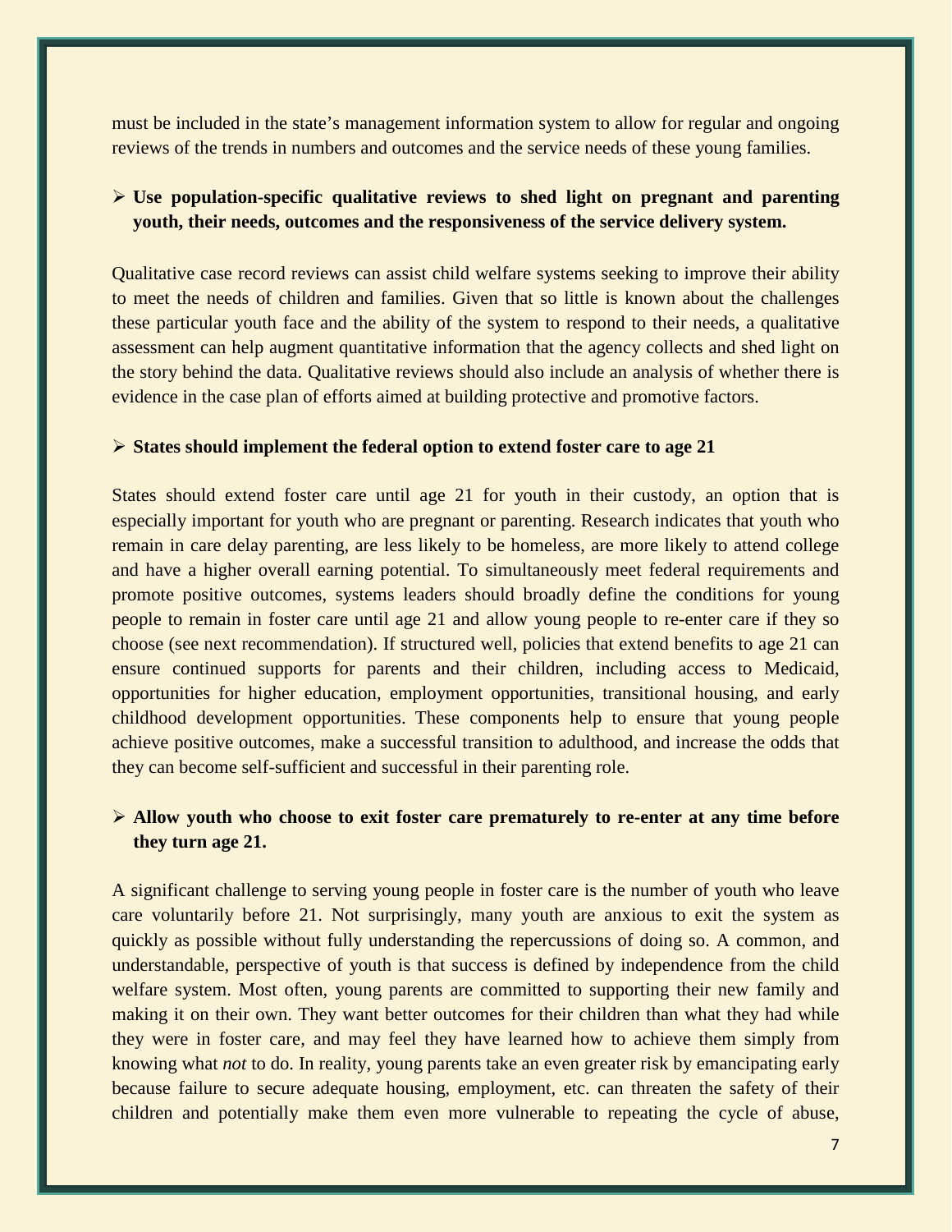must be included in the state's management information system to allow for regular and ongoing reviews of the trends in numbers and outcomes and the service needs of these young families.

- **Use population-specific qualitative reviews to shed light on pregnant and parenting youth, their needs, outcomes and the responsiveness of the service delivery system.**

Qualitative case record reviews can assist child welfare systems seeking to improve their ability to meet the needs of children and families. Given that so little is known about the challenges these particular youth face and the ability of the system to respond to their needs, a qualitative assessment can help augment quantitative information that the agency collects and shed light on the story behind the data. Qualitative reviews should also include an analysis of whether there is evidence in the case plan of efforts aimed at building protective and promotive factors.

- **States should implement the federal option to extend foster care to age 21**

States should extend foster care until age 21 for youth in their custody, an option that is especially important for youth who are pregnant or parenting. Research indicates that youth who remain in care delay parenting, are less likely to be homeless, are more likely to attend college and have a higher overall earning potential. To simultaneously meet federal requirements and promote positive outcomes, systems leaders should broadly define the conditions for young people to remain in foster care until age 21 and allow young people to re-enter care if they so choose (see next recommendation). If structured well, policies that extend benefits to age 21 can ensure continued supports for parents and their children, including access to Medicaid, opportunities for higher education, employment opportunities, transitional housing, and early childhood development opportunities. These components help to ensure that young people achieve positive outcomes, make a successful transition to adulthood, and increase the odds that they can become self-sufficient and successful in their parenting role.

- **Allow youth who choose to exit foster care prematurely to re-enter at any time before they turn age 21.**

A significant challenge to serving young people in foster care is the number of youth who leave care voluntarily before 21. Not surprisingly, many youth are anxious to exit the system as quickly as possible without fully understanding the repercussions of doing so. A common, and understandable, perspective of youth is that success is defined by independence from the child welfare system. Most often, young parents are committed to supporting their new family and making it on their own. They want better outcomes for their children than what they had while they were in foster care, and may feel they have learned how to achieve them simply from knowing what *not* to do. In reality, young parents take an even greater risk by emancipating early because failure to secure adequate housing, employment, etc. can threaten the safety of their children and potentially make them even more vulnerable to repeating the cycle of abuse,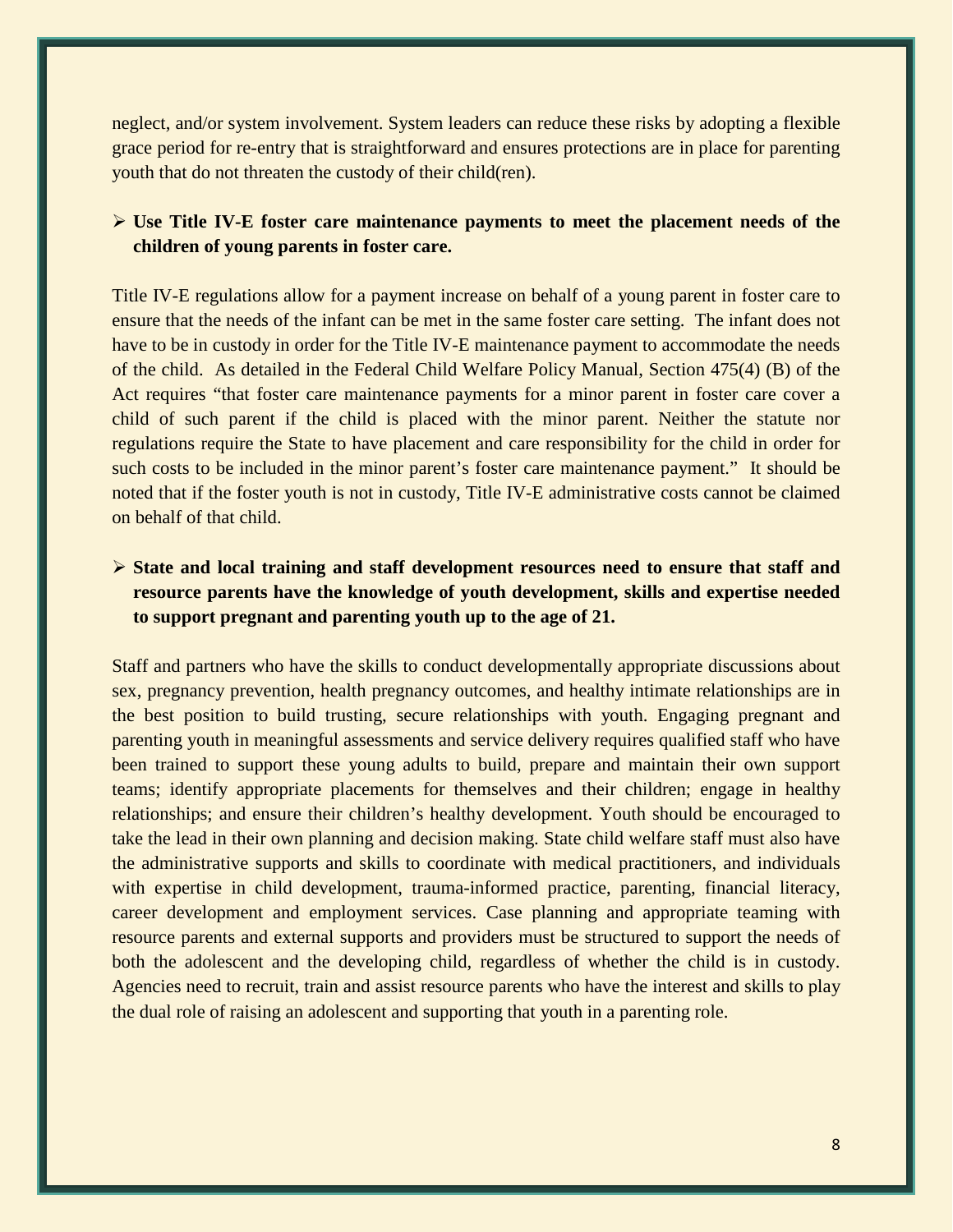neglect, and/or system involvement. System leaders can reduce these risks by adopting a flexible grace period for re-entry that is straightforward and ensures protections are in place for parenting youth that do not threaten the custody of their child(ren).

- **Use Title IV-E foster care maintenance payments to meet the placement needs of the children of young parents in foster care.**

Title IV-E regulations allow for a payment increase on behalf of a young parent in foster care to ensure that the needs of the infant can be met in the same foster care setting. The infant does not have to be in custody in order for the Title IV-E maintenance payment to accommodate the needs of the child. As detailed in the Federal Child Welfare Policy Manual, Section 475(4) (B) of the Act requires "that foster care maintenance payments for a minor parent in foster care cover a child of such parent if the child is placed with the minor parent. Neither the statute nor regulations require the State to have placement and care responsibility for the child in order for such costs to be included in the minor parent's foster care maintenance payment." It should be noted that if the foster youth is not in custody, Title IV-E administrative costs cannot be claimed on behalf of that child.

- **State and local training and staff development resources need to ensure that staff and resource parents have the knowledge of youth development, skills and expertise needed to support pregnant and parenting youth up to the age of 21.**

Staff and partners who have the skills to conduct developmentally appropriate discussions about sex, pregnancy prevention, health pregnancy outcomes, and healthy intimate relationships are in the best position to build trusting, secure relationships with youth. Engaging pregnant and parenting youth in meaningful assessments and service delivery requires qualified staff who have been trained to support these young adults to build, prepare and maintain their own support teams; identify appropriate placements for themselves and their children; engage in healthy relationships; and ensure their children's healthy development. Youth should be encouraged to take the lead in their own planning and decision making. State child welfare staff must also have the administrative supports and skills to coordinate with medical practitioners, and individuals with expertise in child development, trauma-informed practice, parenting, financial literacy, career development and employment services. Case planning and appropriate teaming with resource parents and external supports and providers must be structured to support the needs of both the adolescent and the developing child, regardless of whether the child is in custody. Agencies need to recruit, train and assist resource parents who have the interest and skills to play the dual role of raising an adolescent and supporting that youth in a parenting role.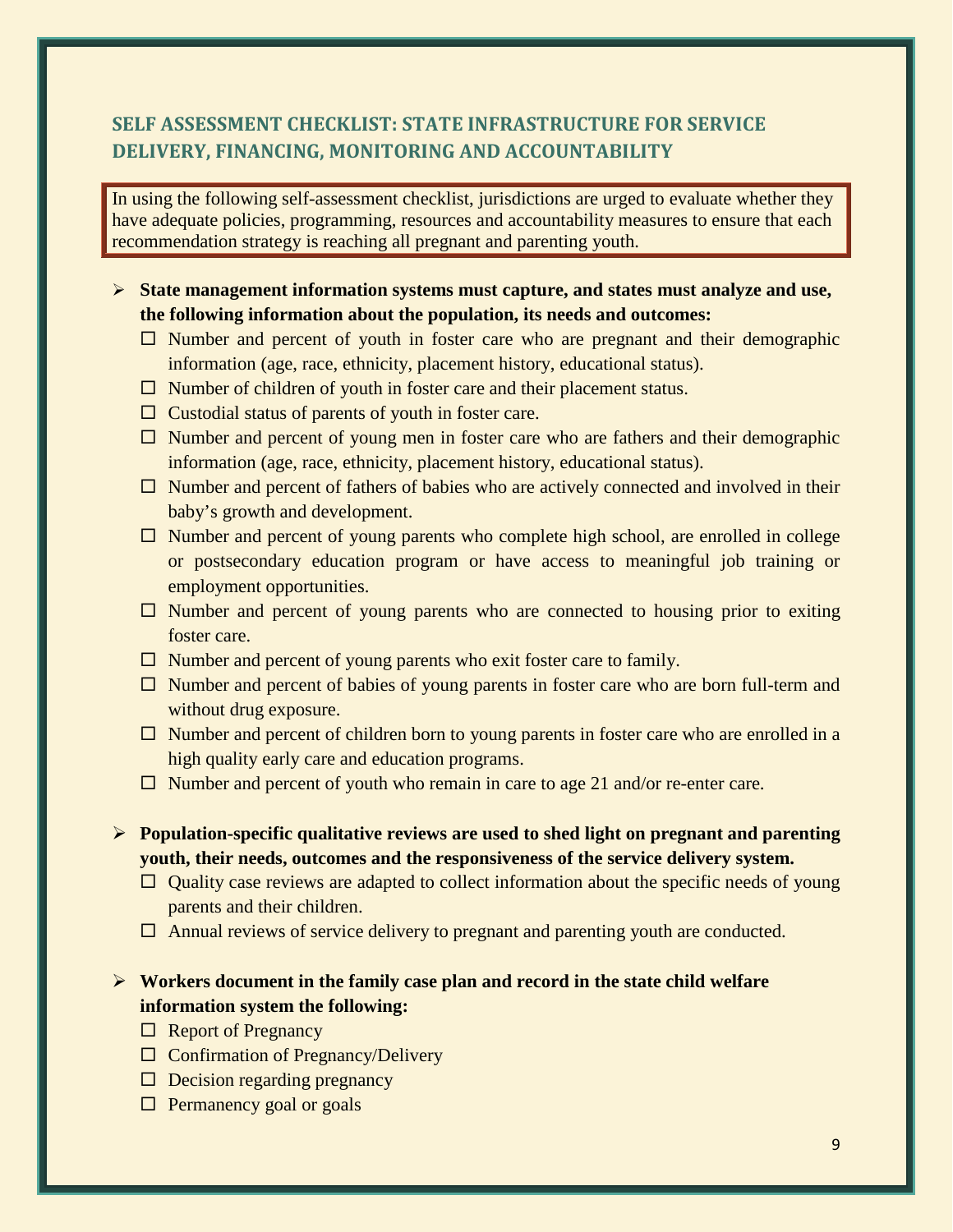## SELF ASSESSMENT CHECKLIST: STATE INFRASTRUCTURE FOR SERVICE DELIVERY, FINANCING, MONITORING AND ACCOUNTABILITY

In using the following self-assessment checklist, jurisdictions are urged to evaluate whether they have adequate policies, programming, resources and accountability measures to ensure that each recommendation strategy is reaching all pregnant and parenting youth.

- **State management information systems must capture, and states must analyze and use, the following information about the population, its needs and outcomes:**
  - ☐ Number and percent of youth in foster care who are pregnant and their demographic information (age, race, ethnicity, placement history, educational status).
  - ☐ Number of children of youth in foster care and their placement status.
  - ☐ Custodial status of parents of youth in foster care.
  - ☐ Number and percent of young men in foster care who are fathers and their demographic information (age, race, ethnicity, placement history, educational status).
  - ☐ Number and percent of fathers of babies who are actively connected and involved in their baby's growth and development.
  - ☐ Number and percent of young parents who complete high school, are enrolled in college or postsecondary education program or have access to meaningful job training or employment opportunities.
  - ☐ Number and percent of young parents who are connected to housing prior to exiting foster care.
  - ☐ Number and percent of young parents who exit foster care to family.
  - ☐ Number and percent of babies of young parents in foster care who are born full-term and without drug exposure.
  - ☐ Number and percent of children born to young parents in foster care who are enrolled in a high quality early care and education programs.
  - ☐ Number and percent of youth who remain in care to age 21 and/or re-enter care.

- **Population-specific qualitative reviews are used to shed light on pregnant and parenting youth, their needs, outcomes and the responsiveness of the service delivery system.**
  - ☐ Quality case reviews are adapted to collect information about the specific needs of young parents and their children.
  - ☐ Annual reviews of service delivery to pregnant and parenting youth are conducted.

- **Workers document in the family case plan and record in the state child welfare information system the following:**
  - ☐ Report of Pregnancy
  - ☐ Confirmation of Pregnancy/Delivery
  - ☐ Decision regarding pregnancy
  - ☐ Permanency goal or goals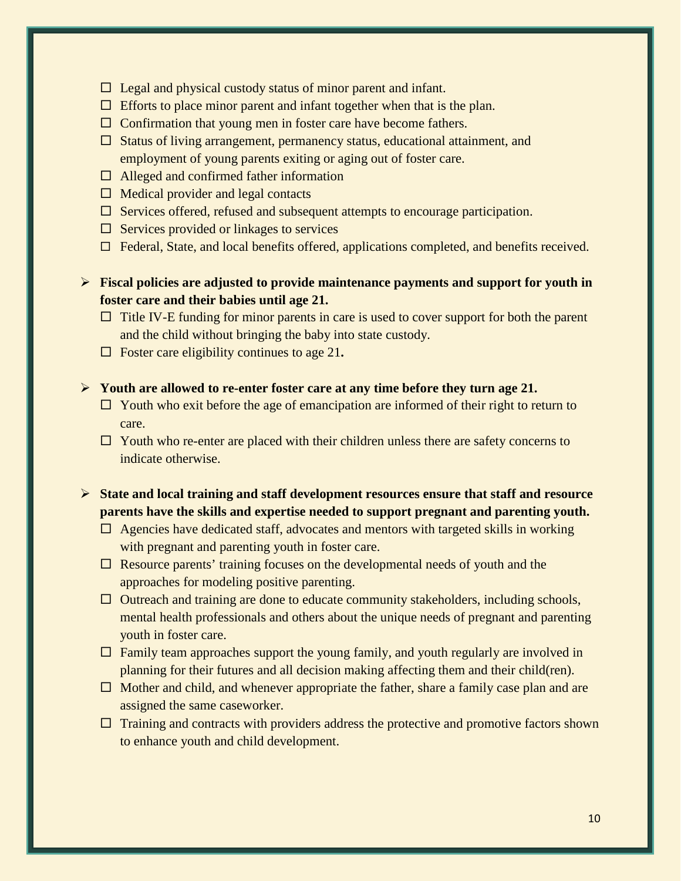- ☐ Legal and physical custody status of minor parent and infant.
- ☐ Efforts to place minor parent and infant together when that is the plan.
- ☐ Confirmation that young men in foster care have become fathers.
- ☐ Status of living arrangement, permanency status, educational attainment, and employment of young parents exiting or aging out of foster care.
- ☐ Alleged and confirmed father information
- ☐ Medical provider and legal contacts
- ☐ Services offered, refused and subsequent attempts to encourage participation.
- ☐ Services provided or linkages to services
- ☐ Federal, State, and local benefits offered, applications completed, and benefits received.

➢ **Fiscal policies are adjusted to provide maintenance payments and support for youth in foster care and their babies until age 21.**

- ☐ Title IV-E funding for minor parents in care is used to cover support for both the parent and the child without bringing the baby into state custody.
- ☐ Foster care eligibility continues to age 21**.**

➢ **Youth are allowed to re-enter foster care at any time before they turn age 21.**

- ☐ Youth who exit before the age of emancipation are informed of their right to return to care.
- ☐ Youth who re-enter are placed with their children unless there are safety concerns to indicate otherwise.

➢ **State and local training and staff development resources ensure that staff and resource parents have the skills and expertise needed to support pregnant and parenting youth.**

- ☐ Agencies have dedicated staff, advocates and mentors with targeted skills in working with pregnant and parenting youth in foster care.
- ☐ Resource parents' training focuses on the developmental needs of youth and the approaches for modeling positive parenting.
- ☐ Outreach and training are done to educate community stakeholders, including schools, mental health professionals and others about the unique needs of pregnant and parenting youth in foster care.
- ☐ Family team approaches support the young family, and youth regularly are involved in planning for their futures and all decision making affecting them and their child(ren).
- ☐ Mother and child, and whenever appropriate the father, share a family case plan and are assigned the same caseworker.
- ☐ Training and contracts with providers address the protective and promotive factors shown to enhance youth and child development.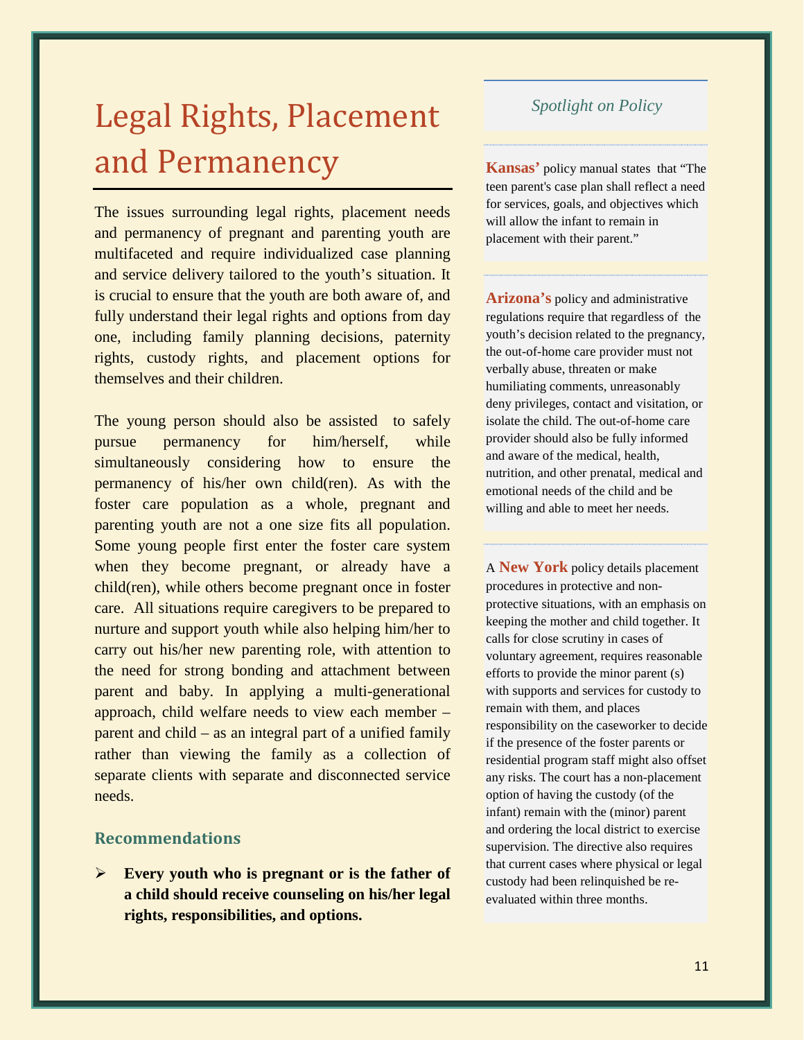# Legal Rights, Placement and Permanency

The issues surrounding legal rights, placement needs and permanency of pregnant and parenting youth are multifaceted and require individualized case planning and service delivery tailored to the youth's situation. It is crucial to ensure that the youth are both aware of, and fully understand their legal rights and options from day one, including family planning decisions, paternity rights, custody rights, and placement options for themselves and their children.

The young person should also be assisted to safely pursue permanency for him/herself, while simultaneously considering how to ensure the permanency of his/her own child(ren). As with the foster care population as a whole, pregnant and parenting youth are not a one size fits all population. Some young people first enter the foster care system when they become pregnant, or already have a child(ren), while others become pregnant once in foster care. All situations require caregivers to be prepared to nurture and support youth while also helping him/her to carry out his/her new parenting role, with attention to the need for strong bonding and attachment between parent and baby. In applying a multi-generational approach, child welfare needs to view each member – parent and child – as an integral part of a unified family rather than viewing the family as a collection of separate clients with separate and disconnected service needs.

### Recommendations

- **Every youth who is pregnant or is the father of a child should receive counseling on his/her legal rights, responsibilities, and options.**

*Spotlight on Policy*

**Kansas'** policy manual states that "The teen parent's case plan shall reflect a need for services, goals, and objectives which will allow the infant to remain in placement with their parent."

**Arizona's** policy and administrative regulations require that regardless of the youth's decision related to the pregnancy, the out-of-home care provider must not verbally abuse, threaten or make humiliating comments, unreasonably deny privileges, contact and visitation, or isolate the child. The out-of-home care provider should also be fully informed and aware of the medical, health, nutrition, and other prenatal, medical and emotional needs of the child and be willing and able to meet her needs.

A **New York** policy details placement procedures in protective and non-protective situations, with an emphasis on keeping the mother and child together. It calls for close scrutiny in cases of voluntary agreement, requires reasonable efforts to provide the minor parent (s) with supports and services for custody to remain with them, and places responsibility on the caseworker to decide if the presence of the foster parents or residential program staff might also offset any risks. The court has a non-placement option of having the custody (of the infant) remain with the (minor) parent and ordering the local district to exercise supervision. The directive also requires that current cases where physical or legal custody had been relinquished be re-evaluated within three months.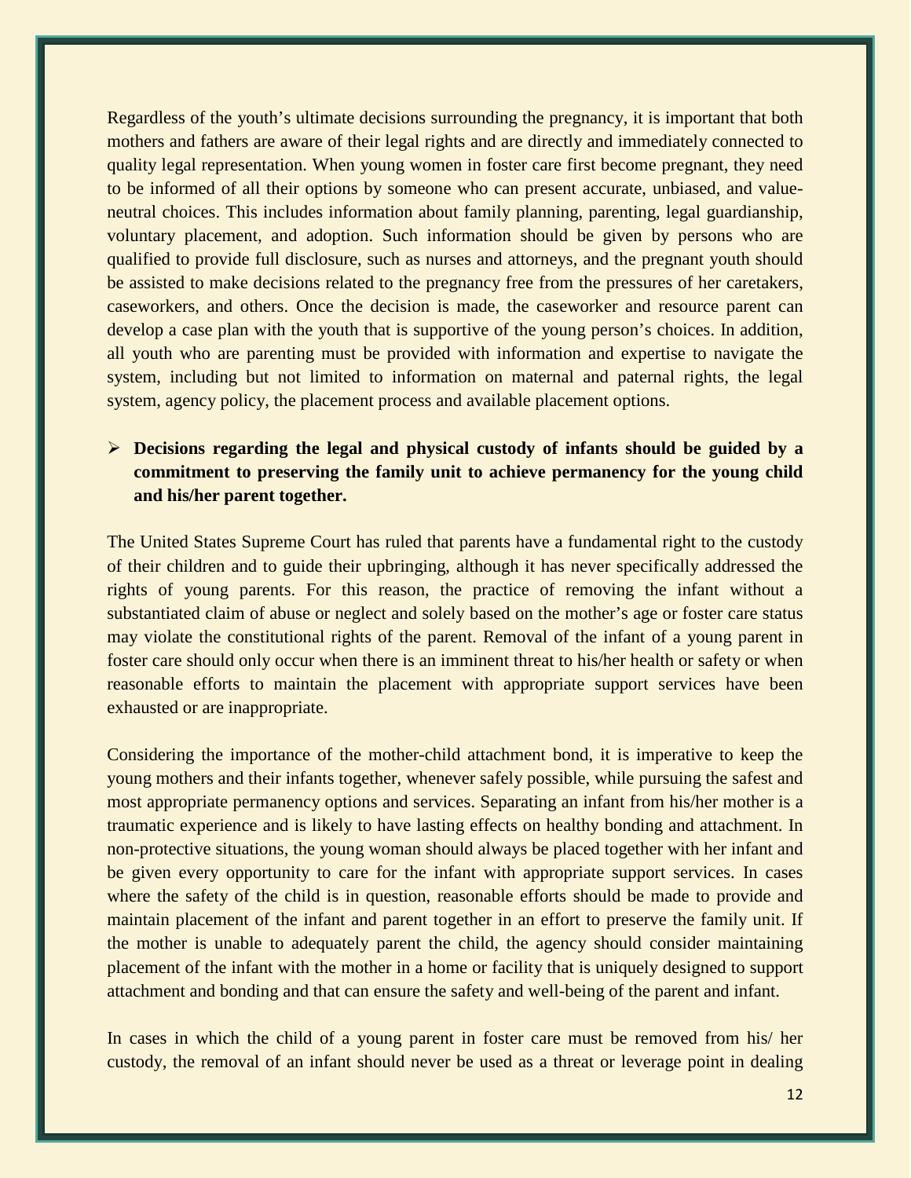Regardless of the youth's ultimate decisions surrounding the pregnancy, it is important that both mothers and fathers are aware of their legal rights and are directly and immediately connected to quality legal representation. When young women in foster care first become pregnant, they need to be informed of all their options by someone who can present accurate, unbiased, and value-neutral choices. This includes information about family planning, parenting, legal guardianship, voluntary placement, and adoption. Such information should be given by persons who are qualified to provide full disclosure, such as nurses and attorneys, and the pregnant youth should be assisted to make decisions related to the pregnancy free from the pressures of her caretakers, caseworkers, and others. Once the decision is made, the caseworker and resource parent can develop a case plan with the youth that is supportive of the young person's choices. In addition, all youth who are parenting must be provided with information and expertise to navigate the system, including but not limited to information on maternal and paternal rights, the legal system, agency policy, the placement process and available placement options.

- **Decisions regarding the legal and physical custody of infants should be guided by a commitment to preserving the family unit to achieve permanency for the young child and his/her parent together.**

The United States Supreme Court has ruled that parents have a fundamental right to the custody of their children and to guide their upbringing, although it has never specifically addressed the rights of young parents. For this reason, the practice of removing the infant without a substantiated claim of abuse or neglect and solely based on the mother's age or foster care status may violate the constitutional rights of the parent. Removal of the infant of a young parent in foster care should only occur when there is an imminent threat to his/her health or safety or when reasonable efforts to maintain the placement with appropriate support services have been exhausted or are inappropriate.

Considering the importance of the mother-child attachment bond, it is imperative to keep the young mothers and their infants together, whenever safely possible, while pursuing the safest and most appropriate permanency options and services. Separating an infant from his/her mother is a traumatic experience and is likely to have lasting effects on healthy bonding and attachment. In non-protective situations, the young woman should always be placed together with her infant and be given every opportunity to care for the infant with appropriate support services. In cases where the safety of the child is in question, reasonable efforts should be made to provide and maintain placement of the infant and parent together in an effort to preserve the family unit. If the mother is unable to adequately parent the child, the agency should consider maintaining placement of the infant with the mother in a home or facility that is uniquely designed to support attachment and bonding and that can ensure the safety and well-being of the parent and infant.

In cases in which the child of a young parent in foster care must be removed from his/ her custody, the removal of an infant should never be used as a threat or leverage point in dealing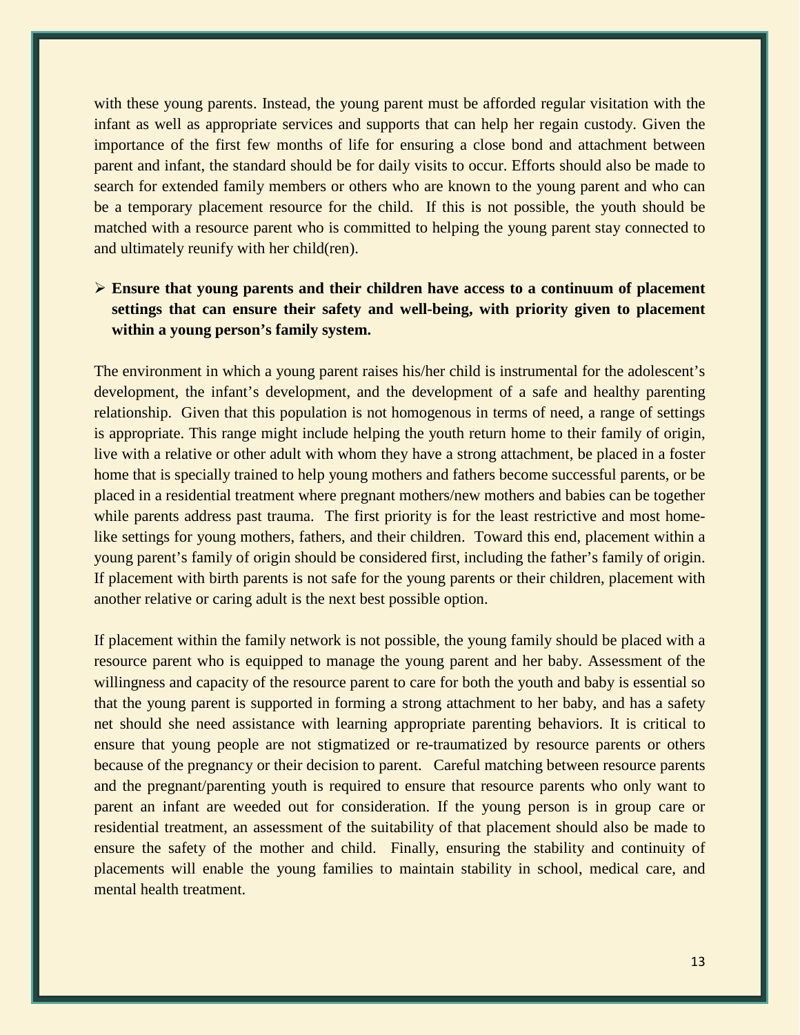with these young parents. Instead, the young parent must be afforded regular visitation with the infant as well as appropriate services and supports that can help her regain custody. Given the importance of the first few months of life for ensuring a close bond and attachment between parent and infant, the standard should be for daily visits to occur. Efforts should also be made to search for extended family members or others who are known to the young parent and who can be a temporary placement resource for the child. If this is not possible, the youth should be matched with a resource parent who is committed to helping the young parent stay connected to and ultimately reunify with her child(ren).

- **Ensure that young parents and their children have access to a continuum of placement settings that can ensure their safety and well-being, with priority given to placement within a young person's family system.**

The environment in which a young parent raises his/her child is instrumental for the adolescent's development, the infant's development, and the development of a safe and healthy parenting relationship. Given that this population is not homogenous in terms of need, a range of settings is appropriate. This range might include helping the youth return home to their family of origin, live with a relative or other adult with whom they have a strong attachment, be placed in a foster home that is specially trained to help young mothers and fathers become successful parents, or be placed in a residential treatment where pregnant mothers/new mothers and babies can be together while parents address past trauma. The first priority is for the least restrictive and most home-like settings for young mothers, fathers, and their children. Toward this end, placement within a young parent's family of origin should be considered first, including the father's family of origin. If placement with birth parents is not safe for the young parents or their children, placement with another relative or caring adult is the next best possible option.

If placement within the family network is not possible, the young family should be placed with a resource parent who is equipped to manage the young parent and her baby. Assessment of the willingness and capacity of the resource parent to care for both the youth and baby is essential so that the young parent is supported in forming a strong attachment to her baby, and has a safety net should she need assistance with learning appropriate parenting behaviors. It is critical to ensure that young people are not stigmatized or re-traumatized by resource parents or others because of the pregnancy or their decision to parent. Careful matching between resource parents and the pregnant/parenting youth is required to ensure that resource parents who only want to parent an infant are weeded out for consideration. If the young person is in group care or residential treatment, an assessment of the suitability of that placement should also be made to ensure the safety of the mother and child. Finally, ensuring the stability and continuity of placements will enable the young families to maintain stability in school, medical care, and mental health treatment.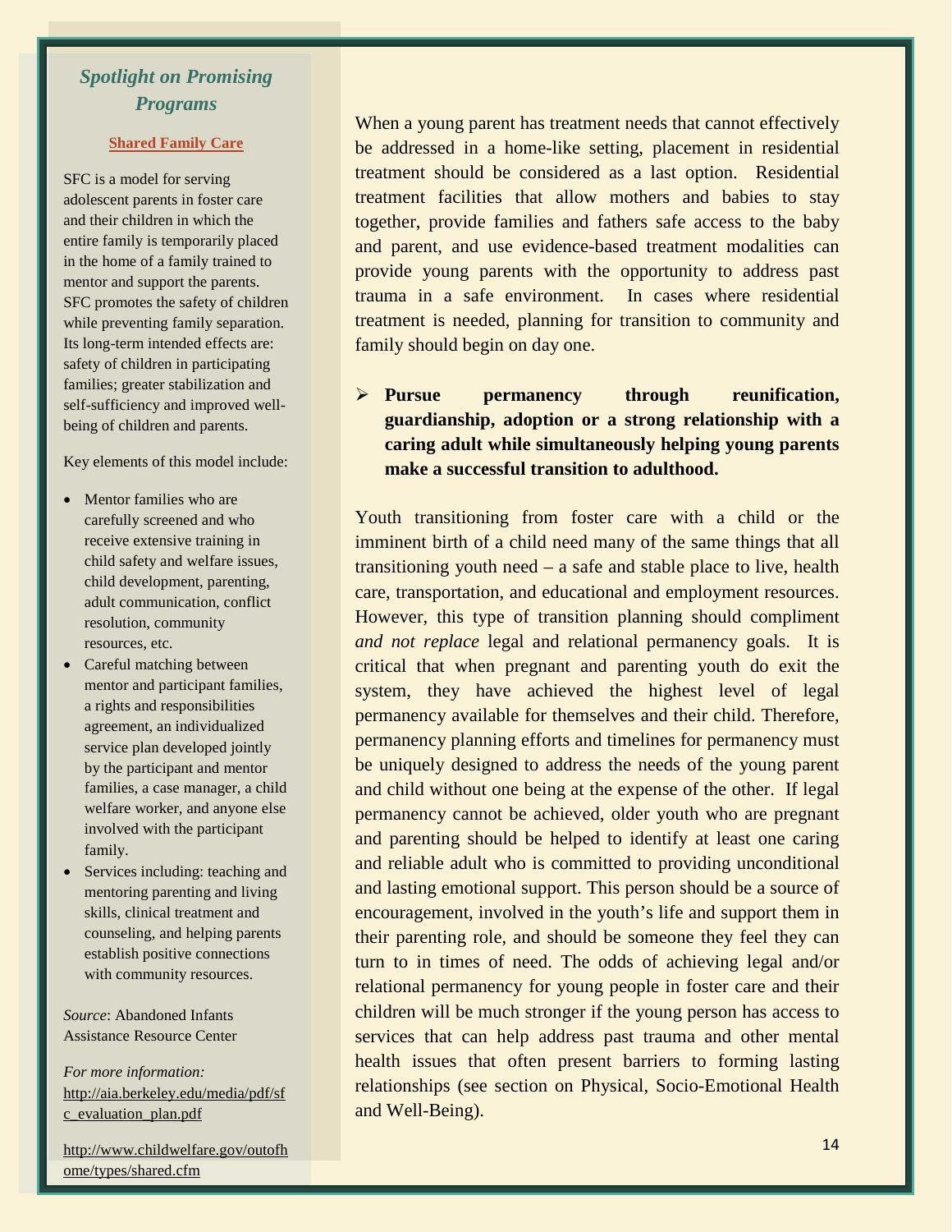When a young parent has treatment needs that cannot effectively be addressed in a home-like setting, placement in residential treatment should be considered as a last option. Residential treatment facilities that allow mothers and babies to stay together, provide families and fathers safe access to the baby and parent, and use evidence-based treatment modalities can provide young parents with the opportunity to address past trauma in a safe environment. In cases where residential treatment is needed, planning for transition to community and family should begin on day one.

- **Pursue permanency through reunification, guardianship, adoption or a strong relationship with a caring adult while simultaneously helping young parents make a successful transition to adulthood.**

Youth transitioning from foster care with a child or the imminent birth of a child need many of the same things that all transitioning youth need – a safe and stable place to live, health care, transportation, and educational and employment resources. However, this type of transition planning should compliment *and not replace* legal and relational permanency goals. It is critical that when pregnant and parenting youth do exit the system, they have achieved the highest level of legal permanency available for themselves and their child. Therefore, permanency planning efforts and timelines for permanency must be uniquely designed to address the needs of the young parent and child without one being at the expense of the other. If legal permanency cannot be achieved, older youth who are pregnant and parenting should be helped to identify at least one caring and reliable adult who is committed to providing unconditional and lasting emotional support. This person should be a source of encouragement, involved in the youth's life and support them in their parenting role, and should be someone they feel they can turn to in times of need. The odds of achieving legal and/or relational permanency for young people in foster care and their children will be much stronger if the young person has access to services that can help address past trauma and other mental health issues that often present barriers to forming lasting relationships (see section on Physical, Socio-Emotional Health and Well-Being).

---

## *Spotlight on Promising Programs*

**Shared Family Care**

SFC is a model for serving adolescent parents in foster care and their children in which the entire family is temporarily placed in the home of a family trained to mentor and support the parents. SFC promotes the safety of children while preventing family separation. Its long-term intended effects are: safety of children in participating families; greater stabilization and self-sufficiency and improved well-being of children and parents.

Key elements of this model include:

- Mentor families who are carefully screened and who receive extensive training in child safety and welfare issues, child development, parenting, adult communication, conflict resolution, community resources, etc.
- Careful matching between mentor and participant families, a rights and responsibilities agreement, an individualized service plan developed jointly by the participant and mentor families, a case manager, a child welfare worker, and anyone else involved with the participant family.
- Services including: teaching and mentoring parenting and living skills, clinical treatment and counseling, and helping parents establish positive connections with community resources.

*Source*: Abandoned Infants Assistance Resource Center

*For more information:*
http://aia.berkeley.edu/media/pdf/sfc_evaluation_plan.pdf

http://www.childwelfare.gov/outofhome/types/shared.cfm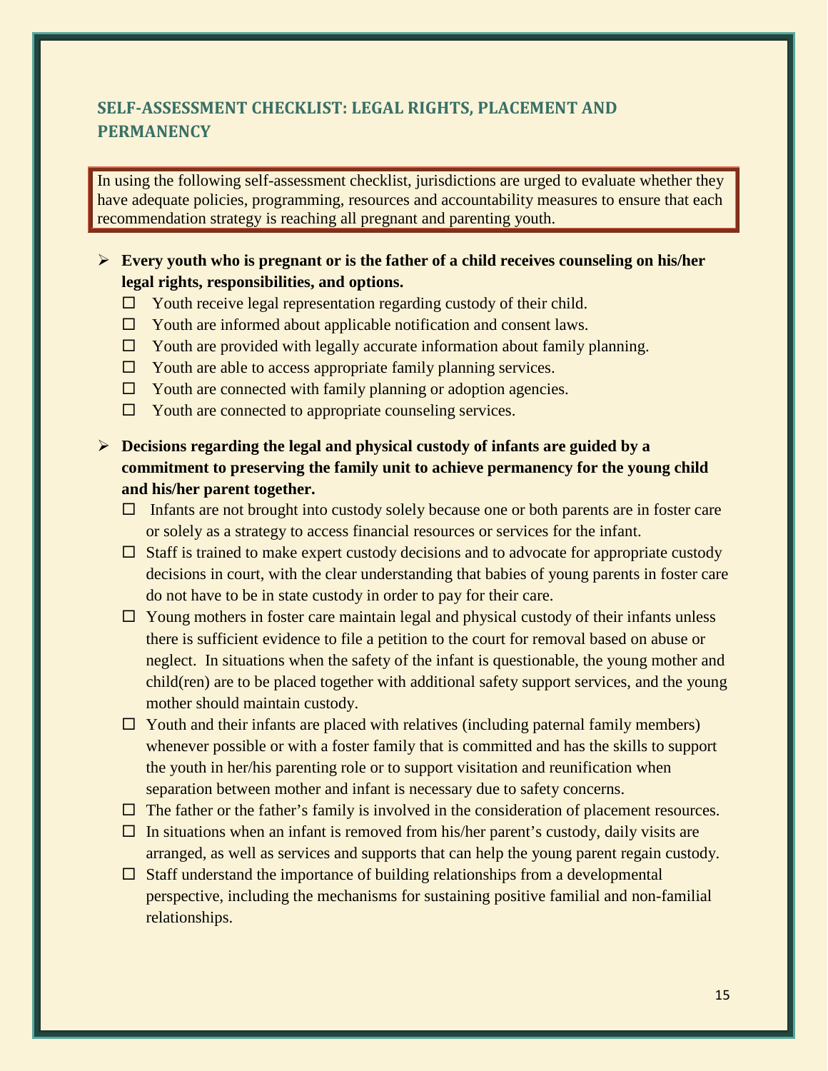## SELF-ASSESSMENT CHECKLIST: LEGAL RIGHTS, PLACEMENT AND PERMANENCY

In using the following self-assessment checklist, jurisdictions are urged to evaluate whether they have adequate policies, programming, resources and accountability measures to ensure that each recommendation strategy is reaching all pregnant and parenting youth.

- **Every youth who is pregnant or is the father of a child receives counseling on his/her legal rights, responsibilities, and options.**
  - ☐ Youth receive legal representation regarding custody of their child.
  - ☐ Youth are informed about applicable notification and consent laws.
  - ☐ Youth are provided with legally accurate information about family planning.
  - ☐ Youth are able to access appropriate family planning services.
  - ☐ Youth are connected with family planning or adoption agencies.
  - ☐ Youth are connected to appropriate counseling services.

- **Decisions regarding the legal and physical custody of infants are guided by a commitment to preserving the family unit to achieve permanency for the young child and his/her parent together.**
  - ☐ Infants are not brought into custody solely because one or both parents are in foster care or solely as a strategy to access financial resources or services for the infant.
  - ☐ Staff is trained to make expert custody decisions and to advocate for appropriate custody decisions in court, with the clear understanding that babies of young parents in foster care do not have to be in state custody in order to pay for their care.
  - ☐ Young mothers in foster care maintain legal and physical custody of their infants unless there is sufficient evidence to file a petition to the court for removal based on abuse or neglect. In situations when the safety of the infant is questionable, the young mother and child(ren) are to be placed together with additional safety support services, and the young mother should maintain custody.
  - ☐ Youth and their infants are placed with relatives (including paternal family members) whenever possible or with a foster family that is committed and has the skills to support the youth in her/his parenting role or to support visitation and reunification when separation between mother and infant is necessary due to safety concerns.
  - ☐ The father or the father's family is involved in the consideration of placement resources.
  - ☐ In situations when an infant is removed from his/her parent's custody, daily visits are arranged, as well as services and supports that can help the young parent regain custody.
  - ☐ Staff understand the importance of building relationships from a developmental perspective, including the mechanisms for sustaining positive familial and non-familial relationships.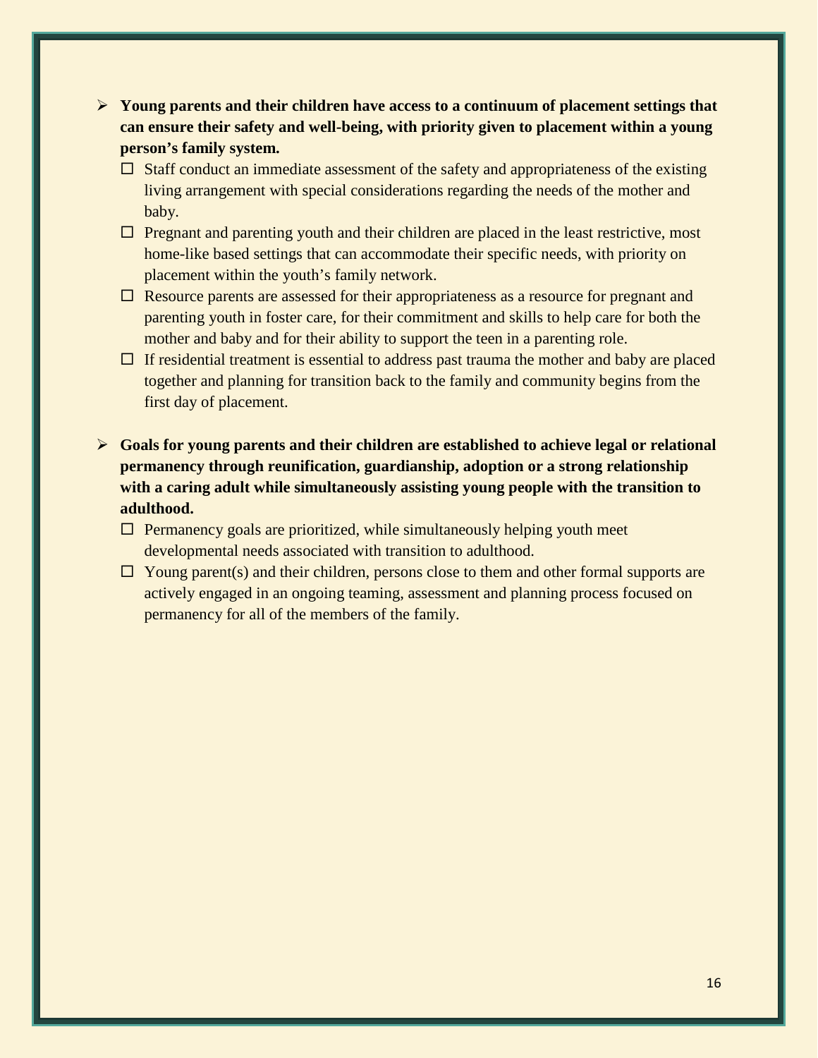- **Young parents and their children have access to a continuum of placement settings that can ensure their safety and well-being, with priority given to placement within a young person's family system.**
  - ☐ Staff conduct an immediate assessment of the safety and appropriateness of the existing living arrangement with special considerations regarding the needs of the mother and baby.
  - ☐ Pregnant and parenting youth and their children are placed in the least restrictive, most home-like based settings that can accommodate their specific needs, with priority on placement within the youth's family network.
  - ☐ Resource parents are assessed for their appropriateness as a resource for pregnant and parenting youth in foster care, for their commitment and skills to help care for both the mother and baby and for their ability to support the teen in a parenting role.
  - ☐ If residential treatment is essential to address past trauma the mother and baby are placed together and planning for transition back to the family and community begins from the first day of placement.

- **Goals for young parents and their children are established to achieve legal or relational permanency through reunification, guardianship, adoption or a strong relationship with a caring adult while simultaneously assisting young people with the transition to adulthood.**
  - ☐ Permanency goals are prioritized, while simultaneously helping youth meet developmental needs associated with transition to adulthood.
  - ☐ Young parent(s) and their children, persons close to them and other formal supports are actively engaged in an ongoing teaming, assessment and planning process focused on permanency for all of the members of the family.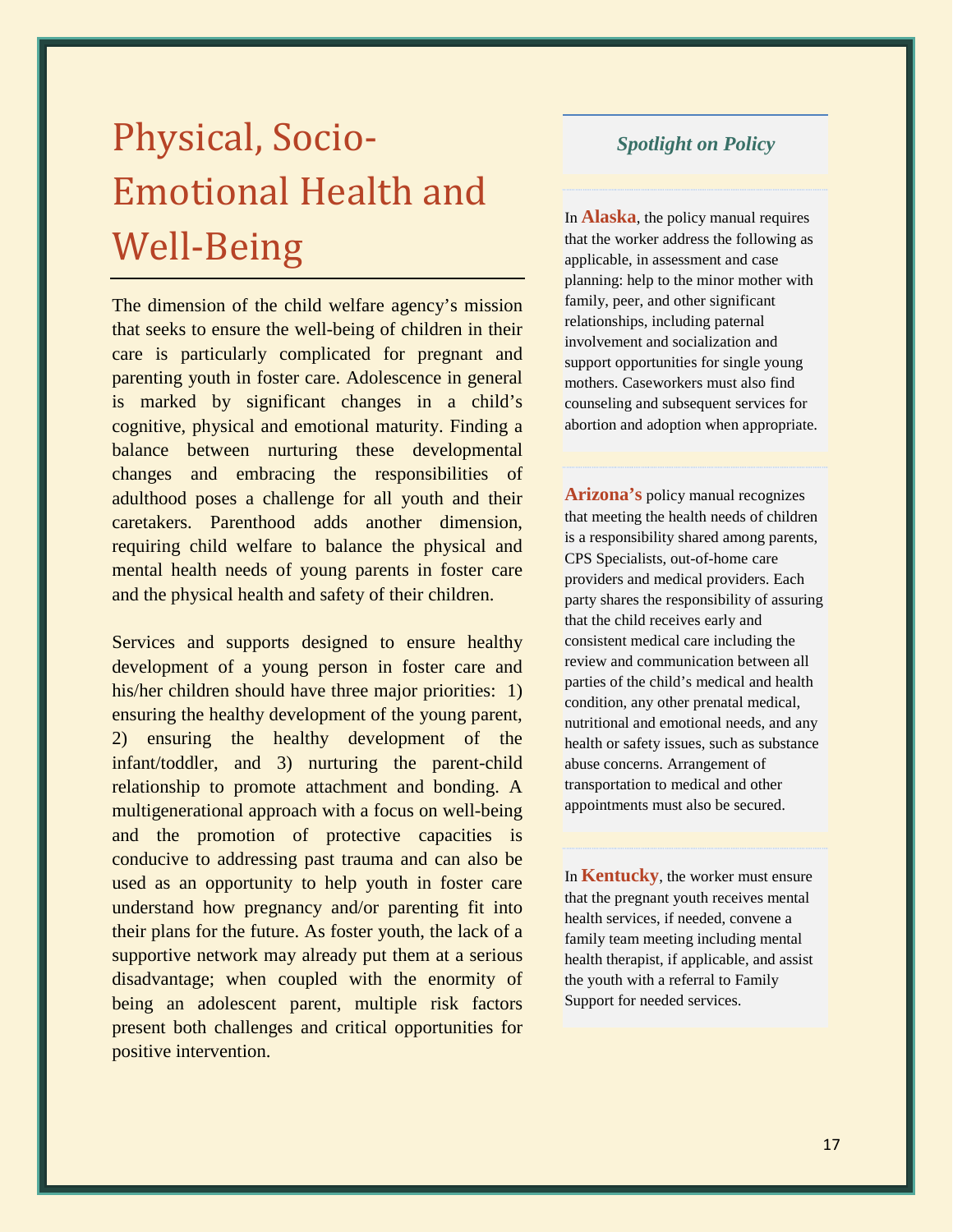# Physical, Socio-Emotional Health and Well-Being

The dimension of the child welfare agency's mission that seeks to ensure the well-being of children in their care is particularly complicated for pregnant and parenting youth in foster care. Adolescence in general is marked by significant changes in a child's cognitive, physical and emotional maturity. Finding a balance between nurturing these developmental changes and embracing the responsibilities of adulthood poses a challenge for all youth and their caretakers. Parenthood adds another dimension, requiring child welfare to balance the physical and mental health needs of young parents in foster care and the physical health and safety of their children.

Services and supports designed to ensure healthy development of a young person in foster care and his/her children should have three major priorities: 1) ensuring the healthy development of the young parent, 2) ensuring the healthy development of the infant/toddler, and 3) nurturing the parent-child relationship to promote attachment and bonding. A multigenerational approach with a focus on well-being and the promotion of protective capacities is conducive to addressing past trauma and can also be used as an opportunity to help youth in foster care understand how pregnancy and/or parenting fit into their plans for the future. As foster youth, the lack of a supportive network may already put them at a serious disadvantage; when coupled with the enormity of being an adolescent parent, multiple risk factors present both challenges and critical opportunities for positive intervention.

### *Spotlight on Policy*

In **Alaska**, the policy manual requires that the worker address the following as applicable, in assessment and case planning: help to the minor mother with family, peer, and other significant relationships, including paternal involvement and socialization and support opportunities for single young mothers. Caseworkers must also find counseling and subsequent services for abortion and adoption when appropriate.

**Arizona's** policy manual recognizes that meeting the health needs of children is a responsibility shared among parents, CPS Specialists, out-of-home care providers and medical providers. Each party shares the responsibility of assuring that the child receives early and consistent medical care including the review and communication between all parties of the child's medical and health condition, any other prenatal medical, nutritional and emotional needs, and any health or safety issues, such as substance abuse concerns. Arrangement of transportation to medical and other appointments must also be secured.

In **Kentucky**, the worker must ensure that the pregnant youth receives mental health services, if needed, convene a family team meeting including mental health therapist, if applicable, and assist the youth with a referral to Family Support for needed services.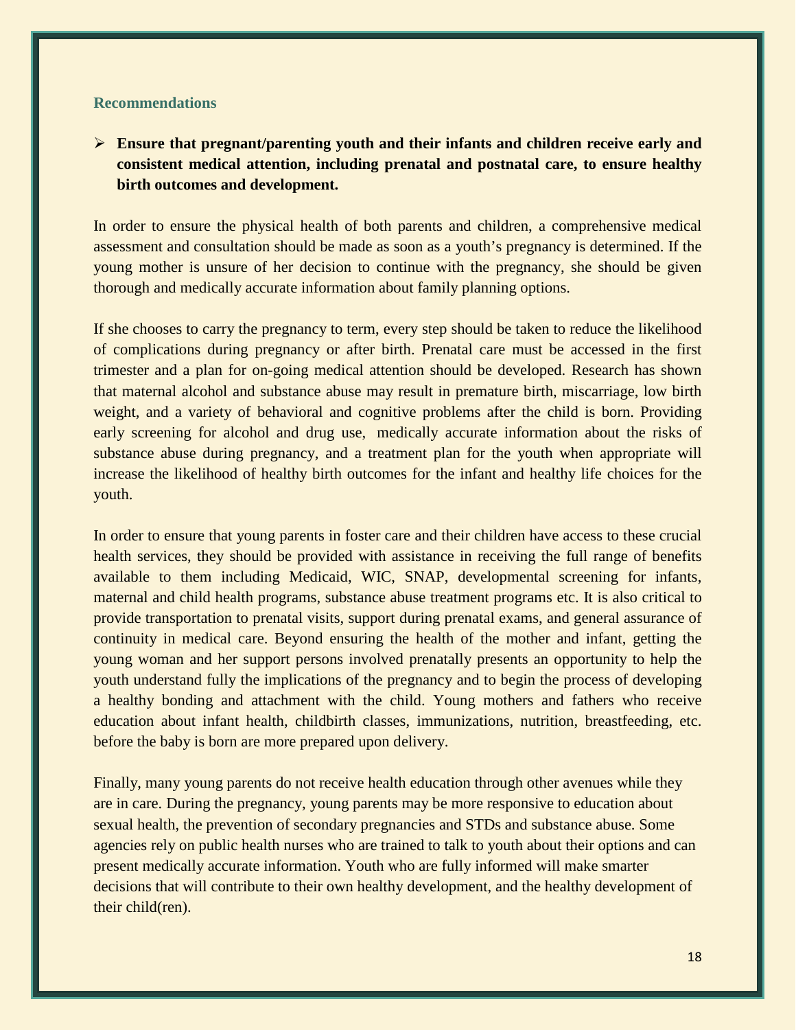### Recommendations

- **Ensure that pregnant/parenting youth and their infants and children receive early and consistent medical attention, including prenatal and postnatal care, to ensure healthy birth outcomes and development.**

In order to ensure the physical health of both parents and children, a comprehensive medical assessment and consultation should be made as soon as a youth's pregnancy is determined. If the young mother is unsure of her decision to continue with the pregnancy, she should be given thorough and medically accurate information about family planning options.

If she chooses to carry the pregnancy to term, every step should be taken to reduce the likelihood of complications during pregnancy or after birth. Prenatal care must be accessed in the first trimester and a plan for on-going medical attention should be developed. Research has shown that maternal alcohol and substance abuse may result in premature birth, miscarriage, low birth weight, and a variety of behavioral and cognitive problems after the child is born. Providing early screening for alcohol and drug use, medically accurate information about the risks of substance abuse during pregnancy, and a treatment plan for the youth when appropriate will increase the likelihood of healthy birth outcomes for the infant and healthy life choices for the youth.

In order to ensure that young parents in foster care and their children have access to these crucial health services, they should be provided with assistance in receiving the full range of benefits available to them including Medicaid, WIC, SNAP, developmental screening for infants, maternal and child health programs, substance abuse treatment programs etc. It is also critical to provide transportation to prenatal visits, support during prenatal exams, and general assurance of continuity in medical care. Beyond ensuring the health of the mother and infant, getting the young woman and her support persons involved prenatally presents an opportunity to help the youth understand fully the implications of the pregnancy and to begin the process of developing a healthy bonding and attachment with the child. Young mothers and fathers who receive education about infant health, childbirth classes, immunizations, nutrition, breastfeeding, etc. before the baby is born are more prepared upon delivery.

Finally, many young parents do not receive health education through other avenues while they are in care. During the pregnancy, young parents may be more responsive to education about sexual health, the prevention of secondary pregnancies and STDs and substance abuse. Some agencies rely on public health nurses who are trained to talk to youth about their options and can present medically accurate information. Youth who are fully informed will make smarter decisions that will contribute to their own healthy development, and the healthy development of their child(ren).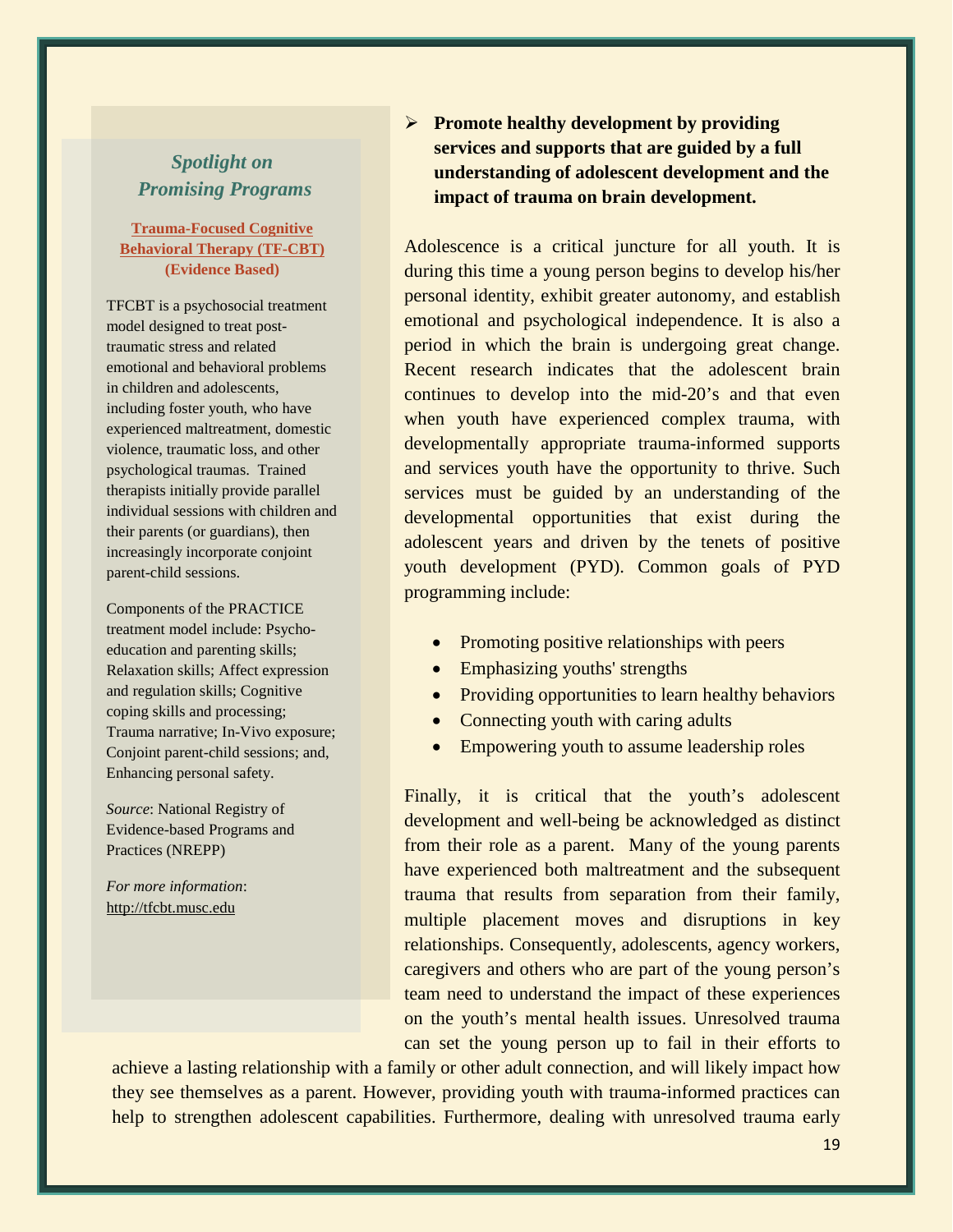## *Spotlight on Promising Programs*

**Trauma-Focused Cognitive Behavioral Therapy (TF-CBT) (Evidence Based)**

TFCBT is a psychosocial treatment model designed to treat post-traumatic stress and related emotional and behavioral problems in children and adolescents, including foster youth, who have experienced maltreatment, domestic violence, traumatic loss, and other psychological traumas. Trained therapists initially provide parallel individual sessions with children and their parents (or guardians), then increasingly incorporate conjoint parent-child sessions.

Components of the PRACTICE treatment model include: Psycho-education and parenting skills; Relaxation skills; Affect expression and regulation skills; Cognitive coping skills and processing; Trauma narrative; In-Vivo exposure; Conjoint parent-child sessions; and, Enhancing personal safety.

*Source*: National Registry of Evidence-based Programs and Practices (NREPP)

*For more information*: http://tfcbt.musc.edu

---

- **Promote healthy development by providing services and supports that are guided by a full understanding of adolescent development and the impact of trauma on brain development.**

Adolescence is a critical juncture for all youth. It is during this time a young person begins to develop his/her personal identity, exhibit greater autonomy, and establish emotional and psychological independence. It is also a period in which the brain is undergoing great change. Recent research indicates that the adolescent brain continues to develop into the mid-20's and that even when youth have experienced complex trauma, with developmentally appropriate trauma-informed supports and services youth have the opportunity to thrive. Such services must be guided by an understanding of the developmental opportunities that exist during the adolescent years and driven by the tenets of positive youth development (PYD). Common goals of PYD programming include:

- Promoting positive relationships with peers
- Emphasizing youths' strengths
- Providing opportunities to learn healthy behaviors
- Connecting youth with caring adults
- Empowering youth to assume leadership roles

Finally, it is critical that the youth's adolescent development and well-being be acknowledged as distinct from their role as a parent. Many of the young parents have experienced both maltreatment and the subsequent trauma that results from separation from their family, multiple placement moves and disruptions in key relationships. Consequently, adolescents, agency workers, caregivers and others who are part of the young person's team need to understand the impact of these experiences on the youth's mental health issues. Unresolved trauma can set the young person up to fail in their efforts to achieve a lasting relationship with a family or other adult connection, and will likely impact how they see themselves as a parent. However, providing youth with trauma-informed practices can help to strengthen adolescent capabilities. Furthermore, dealing with unresolved trauma early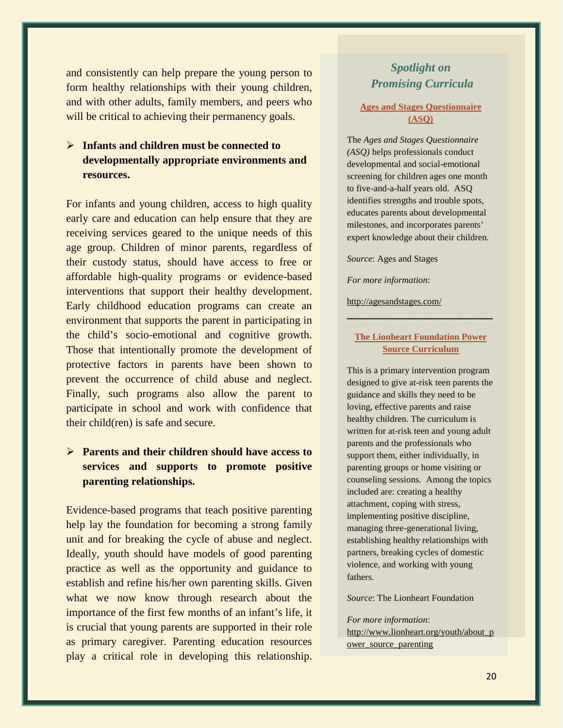and consistently can help prepare the young person to form healthy relationships with their young children, and with other adults, family members, and peers who will be critical to achieving their permanency goals.

- **Infants and children must be connected to developmentally appropriate environments and resources.**

For infants and young children, access to high quality early care and education can help ensure that they are receiving services geared to the unique needs of this age group. Children of minor parents, regardless of their custody status, should have access to free or affordable high-quality programs or evidence-based interventions that support their healthy development. Early childhood education programs can create an environment that supports the parent in participating in the child's socio-emotional and cognitive growth. Those that intentionally promote the development of protective factors in parents have been shown to prevent the occurrence of child abuse and neglect. Finally, such programs also allow the parent to participate in school and work with confidence that their child(ren) is safe and secure.

- **Parents and their children should have access to services and supports to promote positive parenting relationships.**

Evidence-based programs that teach positive parenting help lay the foundation for becoming a strong family unit and for breaking the cycle of abuse and neglect. Ideally, youth should have models of good parenting practice as well as the opportunity and guidance to establish and refine his/her own parenting skills. Given what we now know through research about the importance of the first few months of an infant's life, it is crucial that young parents are supported in their role as primary caregiver. Parenting education resources play a critical role in developing this relationship.

### *Spotlight on Promising Curricula*

**Ages and Stages Questionnaire (ASQ)**

The *Ages and Stages Questionnaire (ASQ)* helps professionals conduct developmental and social-emotional screening for children ages one month to five-and-a-half years old. ASQ identifies strengths and trouble spots, educates parents about developmental milestones, and incorporates parents' expert knowledge about their children.

*Source*: Ages and Stages

*For more information*:

http://agesandstages.com/

---

**The Lionheart Foundation Power Source Curriculum**

This is a primary intervention program designed to give at-risk teen parents the guidance and skills they need to be loving, effective parents and raise healthy children. The curriculum is written for at-risk teen and young adult parents and the professionals who support them, either individually, in parenting groups or home visiting or counseling sessions. Among the topics included are: creating a healthy attachment, coping with stress, implementing positive discipline, managing three-generational living, establishing healthy relationships with partners, breaking cycles of domestic violence, and working with young fathers.

*Source*: The Lionheart Foundation

*For more information*:
http://www.lionheart.org/youth/about_power_source_parenting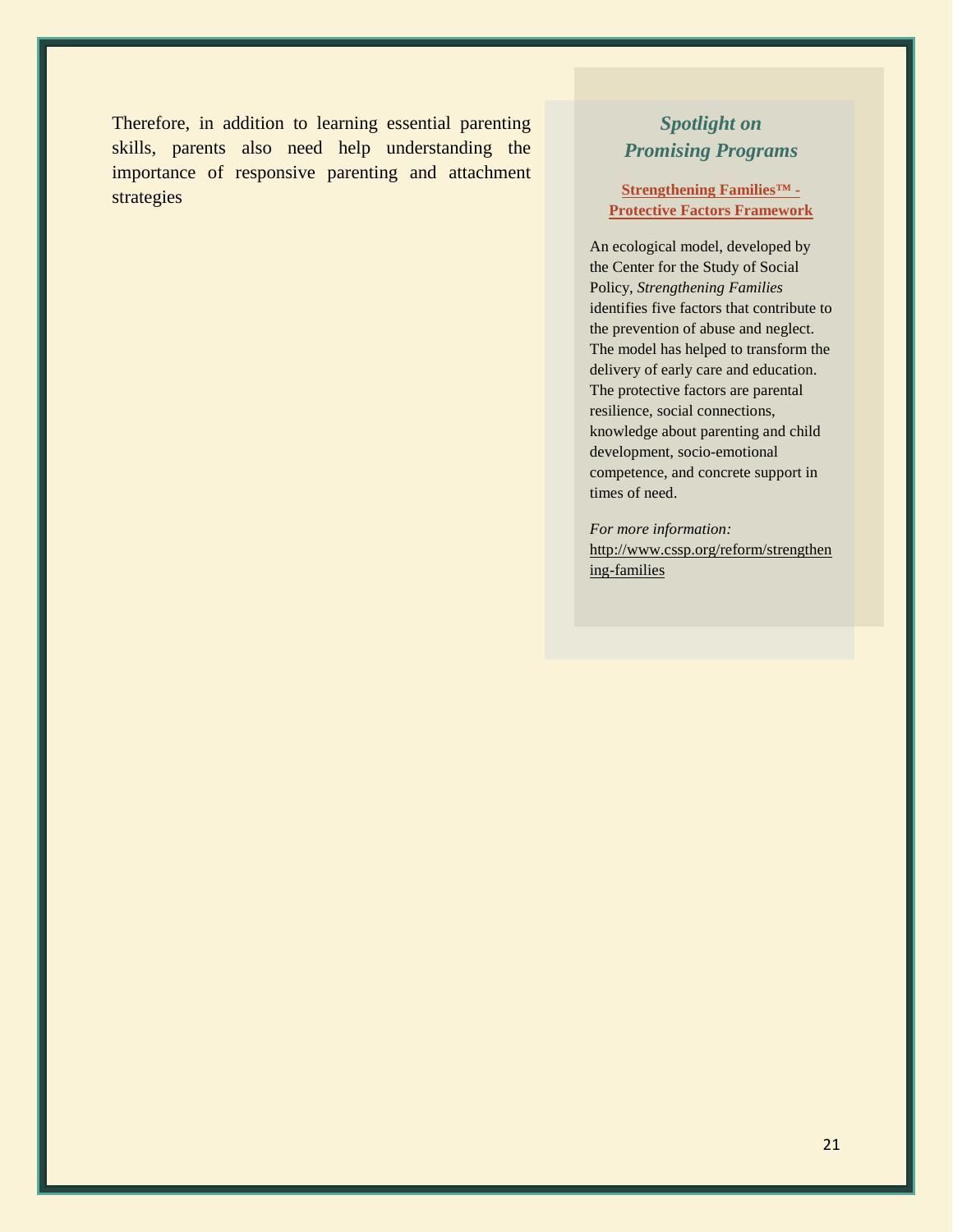Therefore, in addition to learning essential parenting skills, parents also need help understanding the importance of responsive parenting and attachment strategies

### *Spotlight on Promising Programs*

**Strengthening Families™ - Protective Factors Framework**

An ecological model, developed by the Center for the Study of Social Policy, *Strengthening Families* identifies five factors that contribute to the prevention of abuse and neglect. The model has helped to transform the delivery of early care and education. The protective factors are parental resilience, social connections, knowledge about parenting and child development, socio-emotional competence, and concrete support in times of need.

*For more information:*
http://www.cssp.org/reform/strengthening-families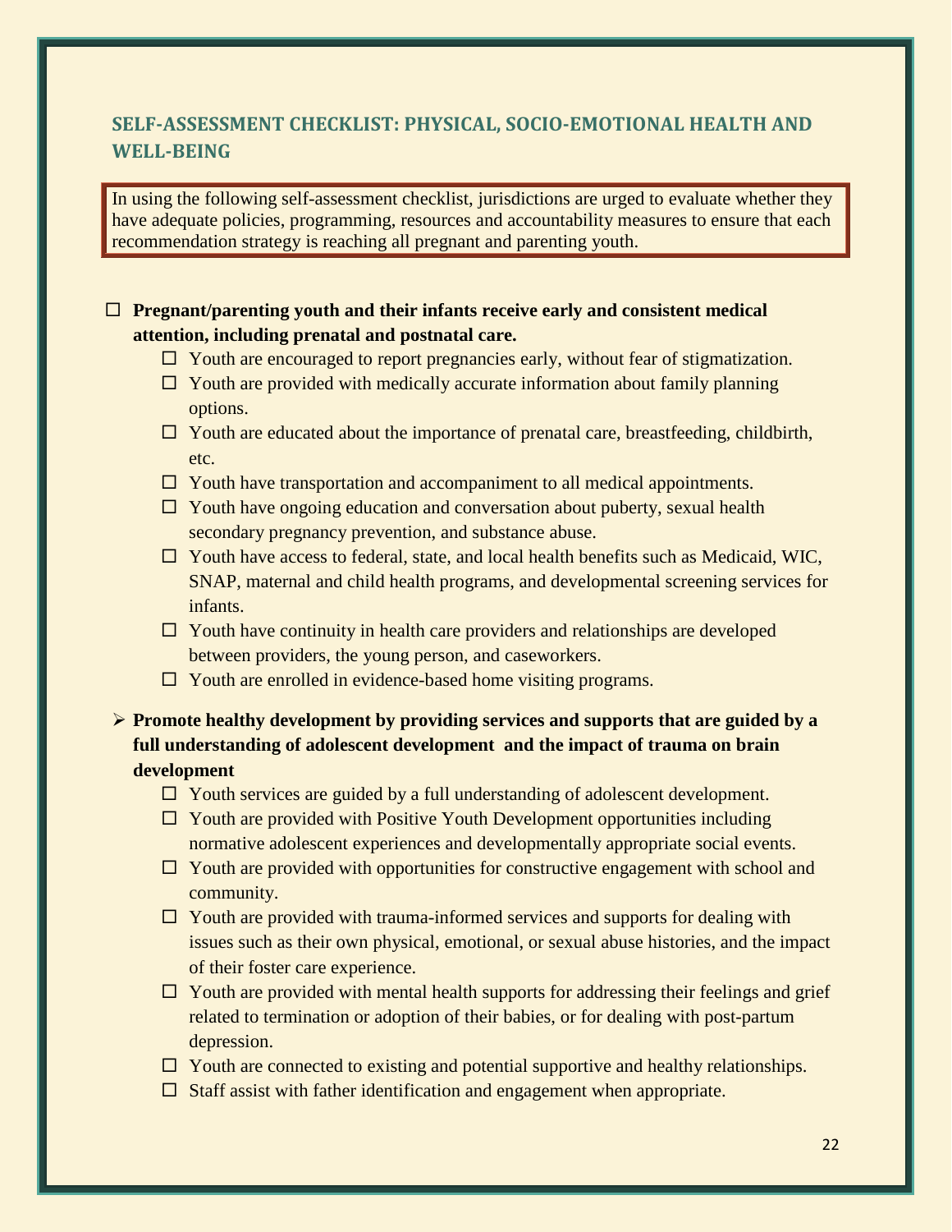## SELF-ASSESSMENT CHECKLIST: PHYSICAL, SOCIO-EMOTIONAL HEALTH AND WELL-BEING

In using the following self-assessment checklist, jurisdictions are urged to evaluate whether they have adequate policies, programming, resources and accountability measures to ensure that each recommendation strategy is reaching all pregnant and parenting youth.

- ☐ **Pregnant/parenting youth and their infants receive early and consistent medical attention, including prenatal and postnatal care.**
  - ☐ Youth are encouraged to report pregnancies early, without fear of stigmatization.
  - ☐ Youth are provided with medically accurate information about family planning options.
  - ☐ Youth are educated about the importance of prenatal care, breastfeeding, childbirth, etc.
  - ☐ Youth have transportation and accompaniment to all medical appointments.
  - ☐ Youth have ongoing education and conversation about puberty, sexual health secondary pregnancy prevention, and substance abuse.
  - ☐ Youth have access to federal, state, and local health benefits such as Medicaid, WIC, SNAP, maternal and child health programs, and developmental screening services for infants.
  - ☐ Youth have continuity in health care providers and relationships are developed between providers, the young person, and caseworkers.
  - ☐ Youth are enrolled in evidence-based home visiting programs.
- ➢ **Promote healthy development by providing services and supports that are guided by a full understanding of adolescent development and the impact of trauma on brain development**
  - ☐ Youth services are guided by a full understanding of adolescent development.
  - ☐ Youth are provided with Positive Youth Development opportunities including normative adolescent experiences and developmentally appropriate social events.
  - ☐ Youth are provided with opportunities for constructive engagement with school and community.
  - ☐ Youth are provided with trauma-informed services and supports for dealing with issues such as their own physical, emotional, or sexual abuse histories, and the impact of their foster care experience.
  - ☐ Youth are provided with mental health supports for addressing their feelings and grief related to termination or adoption of their babies, or for dealing with post-partum depression.
  - ☐ Youth are connected to existing and potential supportive and healthy relationships.
  - ☐ Staff assist with father identification and engagement when appropriate.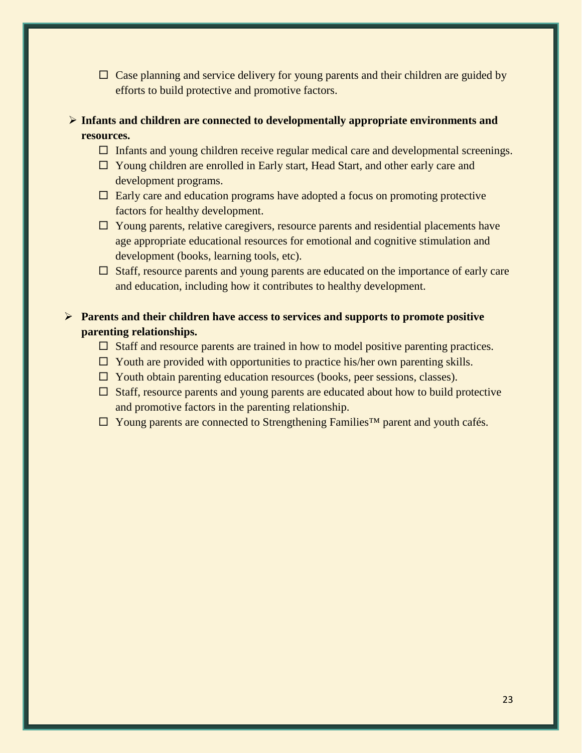- ☐ Case planning and service delivery for young parents and their children are guided by efforts to build protective and promotive factors.

- **Infants and children are connected to developmentally appropriate environments and resources.**
  - ☐ Infants and young children receive regular medical care and developmental screenings.
  - ☐ Young children are enrolled in Early start, Head Start, and other early care and development programs.
  - ☐ Early care and education programs have adopted a focus on promoting protective factors for healthy development.
  - ☐ Young parents, relative caregivers, resource parents and residential placements have age appropriate educational resources for emotional and cognitive stimulation and development (books, learning tools, etc).
  - ☐ Staff, resource parents and young parents are educated on the importance of early care and education, including how it contributes to healthy development.

- **Parents and their children have access to services and supports to promote positive parenting relationships.**
  - ☐ Staff and resource parents are trained in how to model positive parenting practices.
  - ☐ Youth are provided with opportunities to practice his/her own parenting skills.
  - ☐ Youth obtain parenting education resources (books, peer sessions, classes).
  - ☐ Staff, resource parents and young parents are educated about how to build protective and promotive factors in the parenting relationship.
  - ☐ Young parents are connected to Strengthening Families™ parent and youth cafés.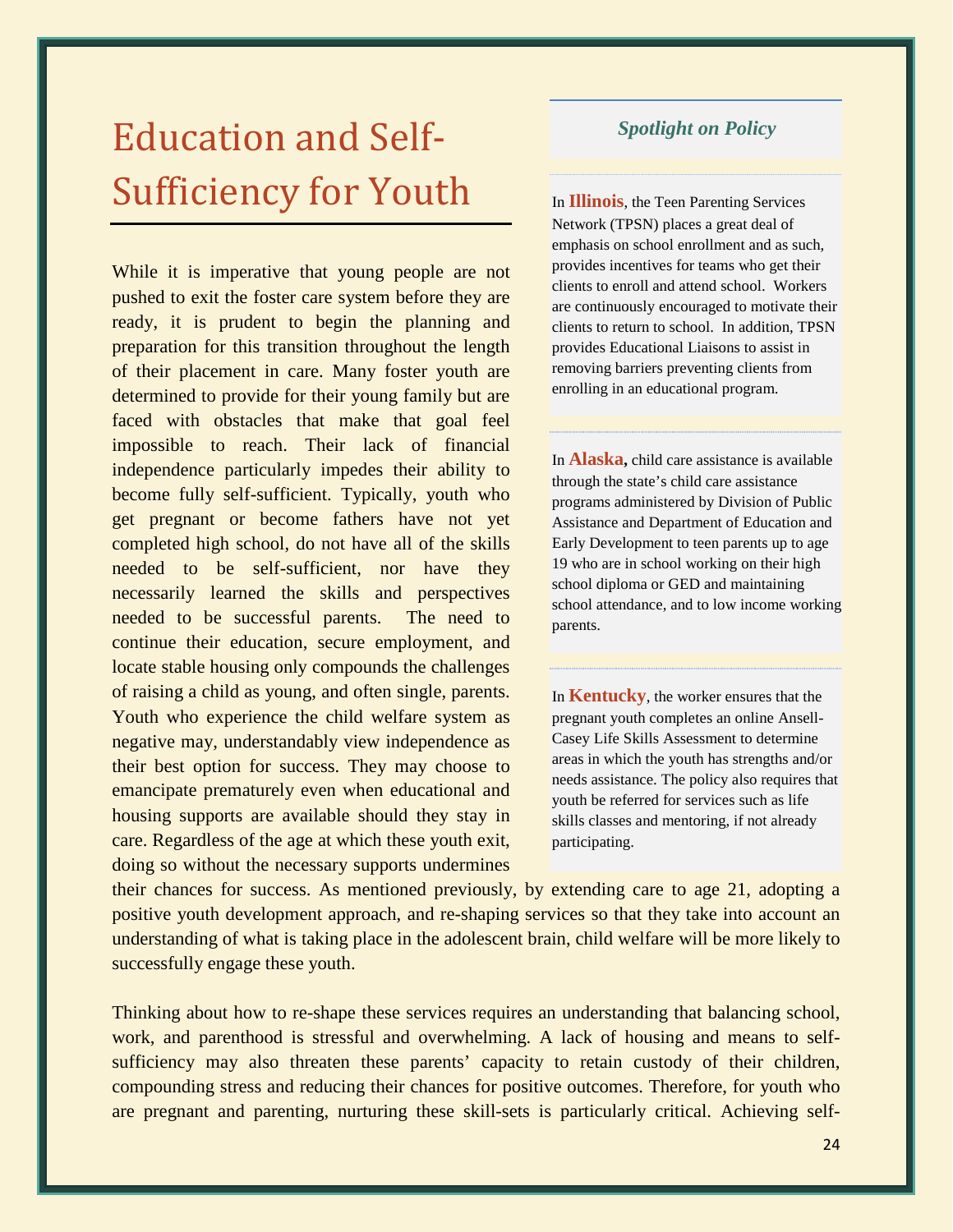# Education and Self-Sufficiency for Youth

While it is imperative that young people are not pushed to exit the foster care system before they are ready, it is prudent to begin the planning and preparation for this transition throughout the length of their placement in care. Many foster youth are determined to provide for their young family but are faced with obstacles that make that goal feel impossible to reach. Their lack of financial independence particularly impedes their ability to become fully self-sufficient. Typically, youth who get pregnant or become fathers have not yet completed high school, do not have all of the skills needed to be self-sufficient, nor have they necessarily learned the skills and perspectives needed to be successful parents. The need to continue their education, secure employment, and locate stable housing only compounds the challenges of raising a child as young, and often single, parents. Youth who experience the child welfare system as negative may, understandably view independence as their best option for success. They may choose to emancipate prematurely even when educational and housing supports are available should they stay in care. Regardless of the age at which these youth exit, doing so without the necessary supports undermines their chances for success. As mentioned previously, by extending care to age 21, adopting a positive youth development approach, and re-shaping services so that they take into account an understanding of what is taking place in the adolescent brain, child welfare will be more likely to successfully engage these youth.

Thinking about how to re-shape these services requires an understanding that balancing school, work, and parenthood is stressful and overwhelming. A lack of housing and means to self-sufficiency may also threaten these parents' capacity to retain custody of their children, compounding stress and reducing their chances for positive outcomes. Therefore, for youth who are pregnant and parenting, nurturing these skill-sets is particularly critical. Achieving self-

### *Spotlight on Policy*

In **Illinois**, the Teen Parenting Services Network (TPSN) places a great deal of emphasis on school enrollment and as such, provides incentives for teams who get their clients to enroll and attend school. Workers are continuously encouraged to motivate their clients to return to school. In addition, TPSN provides Educational Liaisons to assist in removing barriers preventing clients from enrolling in an educational program.

In **Alaska,** child care assistance is available through the state's child care assistance programs administered by Division of Public Assistance and Department of Education and Early Development to teen parents up to age 19 who are in school working on their high school diploma or GED and maintaining school attendance, and to low income working parents.

In **Kentucky**, the worker ensures that the pregnant youth completes an online Ansell-Casey Life Skills Assessment to determine areas in which the youth has strengths and/or needs assistance. The policy also requires that youth be referred for services such as life skills classes and mentoring, if not already participating.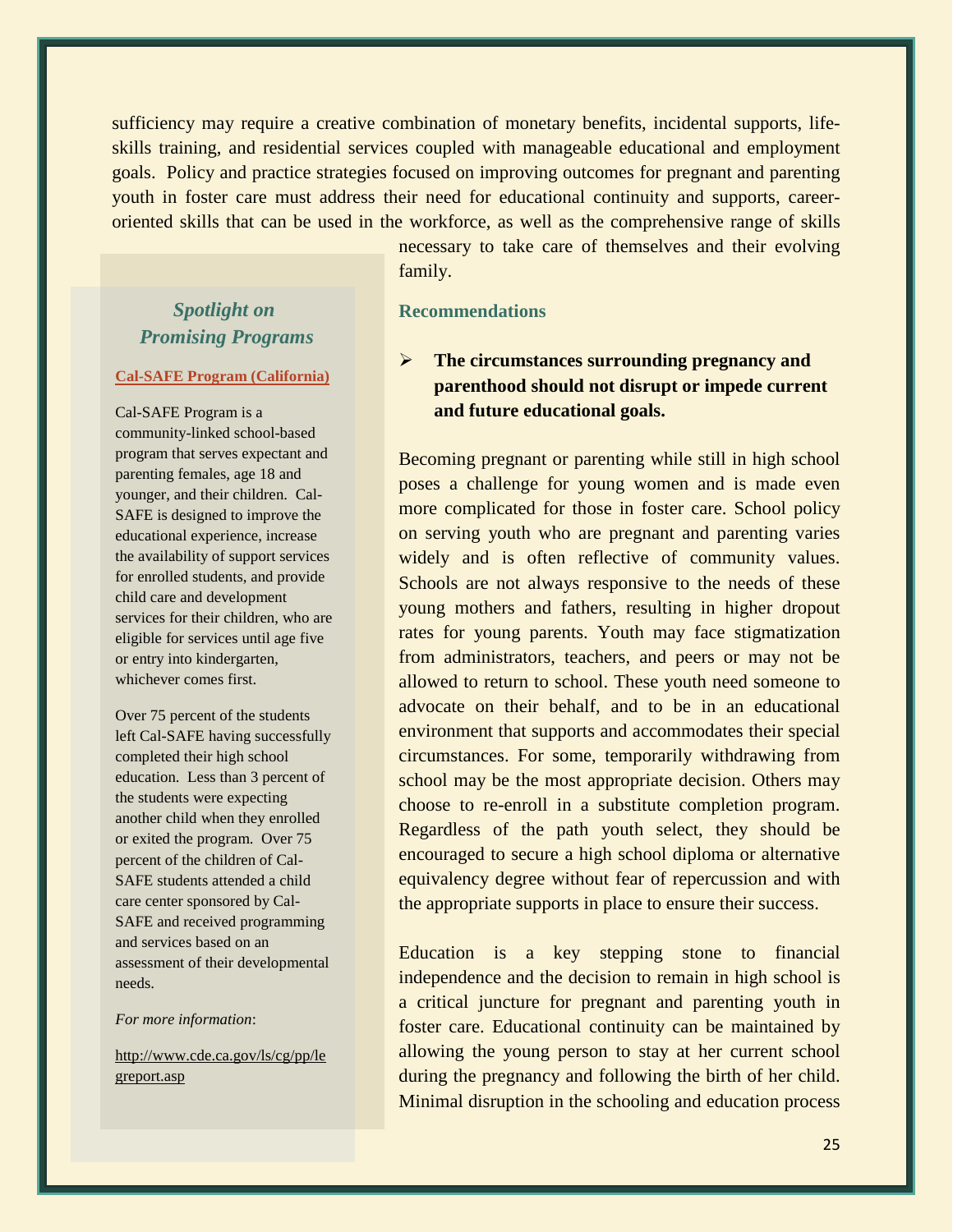sufficiency may require a creative combination of monetary benefits, incidental supports, life-skills training, and residential services coupled with manageable educational and employment goals. Policy and practice strategies focused on improving outcomes for pregnant and parenting youth in foster care must address their need for educational continuity and supports, career-oriented skills that can be used in the workforce, as well as the comprehensive range of skills necessary to take care of themselves and their evolving family.

### Recommendations

- **The circumstances surrounding pregnancy and parenthood should not disrupt or impede current and future educational goals.**

Becoming pregnant or parenting while still in high school poses a challenge for young women and is made even more complicated for those in foster care. School policy on serving youth who are pregnant and parenting varies widely and is often reflective of community values. Schools are not always responsive to the needs of these young mothers and fathers, resulting in higher dropout rates for young parents. Youth may face stigmatization from administrators, teachers, and peers or may not be allowed to return to school. These youth need someone to advocate on their behalf, and to be in an educational environment that supports and accommodates their special circumstances. For some, temporarily withdrawing from school may be the most appropriate decision. Others may choose to re-enroll in a substitute completion program. Regardless of the path youth select, they should be encouraged to secure a high school diploma or alternative equivalency degree without fear of repercussion and with the appropriate supports in place to ensure their success.

Education is a key stepping stone to financial independence and the decision to remain in high school is a critical juncture for pregnant and parenting youth in foster care. Educational continuity can be maintained by allowing the young person to stay at her current school during the pregnancy and following the birth of her child. Minimal disruption in the schooling and education process

> ### *Spotlight on Promising Programs*
>
> **Cal-SAFE Program (California)**
>
> Cal-SAFE Program is a community-linked school-based program that serves expectant and parenting females, age 18 and younger, and their children. Cal-SAFE is designed to improve the educational experience, increase the availability of support services for enrolled students, and provide child care and development services for their children, who are eligible for services until age five or entry into kindergarten, whichever comes first.
>
> Over 75 percent of the students left Cal-SAFE having successfully completed their high school education. Less than 3 percent of the students were expecting another child when they enrolled or exited the program. Over 75 percent of the children of Cal-SAFE students attended a child care center sponsored by Cal-SAFE and received programming and services based on an assessment of their developmental needs.
>
> *For more information*:
>
> http://www.cde.ca.gov/ls/cg/pp/legreport.asp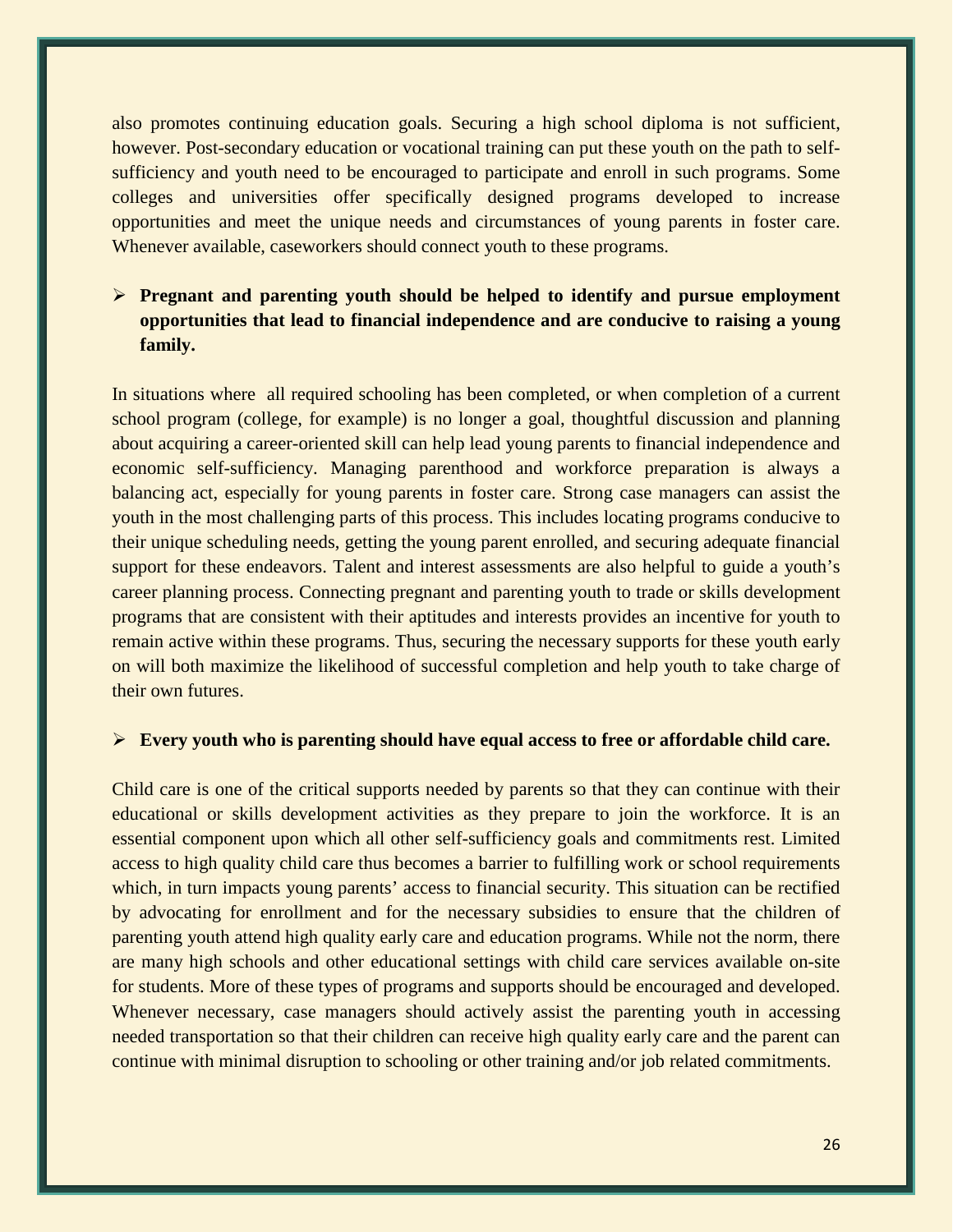also promotes continuing education goals. Securing a high school diploma is not sufficient, however. Post-secondary education or vocational training can put these youth on the path to self-sufficiency and youth need to be encouraged to participate and enroll in such programs. Some colleges and universities offer specifically designed programs developed to increase opportunities and meet the unique needs and circumstances of young parents in foster care. Whenever available, caseworkers should connect youth to these programs.

- **Pregnant and parenting youth should be helped to identify and pursue employment opportunities that lead to financial independence and are conducive to raising a young family.**

In situations where all required schooling has been completed, or when completion of a current school program (college, for example) is no longer a goal, thoughtful discussion and planning about acquiring a career-oriented skill can help lead young parents to financial independence and economic self-sufficiency. Managing parenthood and workforce preparation is always a balancing act, especially for young parents in foster care. Strong case managers can assist the youth in the most challenging parts of this process. This includes locating programs conducive to their unique scheduling needs, getting the young parent enrolled, and securing adequate financial support for these endeavors. Talent and interest assessments are also helpful to guide a youth's career planning process. Connecting pregnant and parenting youth to trade or skills development programs that are consistent with their aptitudes and interests provides an incentive for youth to remain active within these programs. Thus, securing the necessary supports for these youth early on will both maximize the likelihood of successful completion and help youth to take charge of their own futures.

- **Every youth who is parenting should have equal access to free or affordable child care.**

Child care is one of the critical supports needed by parents so that they can continue with their educational or skills development activities as they prepare to join the workforce. It is an essential component upon which all other self-sufficiency goals and commitments rest. Limited access to high quality child care thus becomes a barrier to fulfilling work or school requirements which, in turn impacts young parents' access to financial security. This situation can be rectified by advocating for enrollment and for the necessary subsidies to ensure that the children of parenting youth attend high quality early care and education programs. While not the norm, there are many high schools and other educational settings with child care services available on-site for students. More of these types of programs and supports should be encouraged and developed. Whenever necessary, case managers should actively assist the parenting youth in accessing needed transportation so that their children can receive high quality early care and the parent can continue with minimal disruption to schooling or other training and/or job related commitments.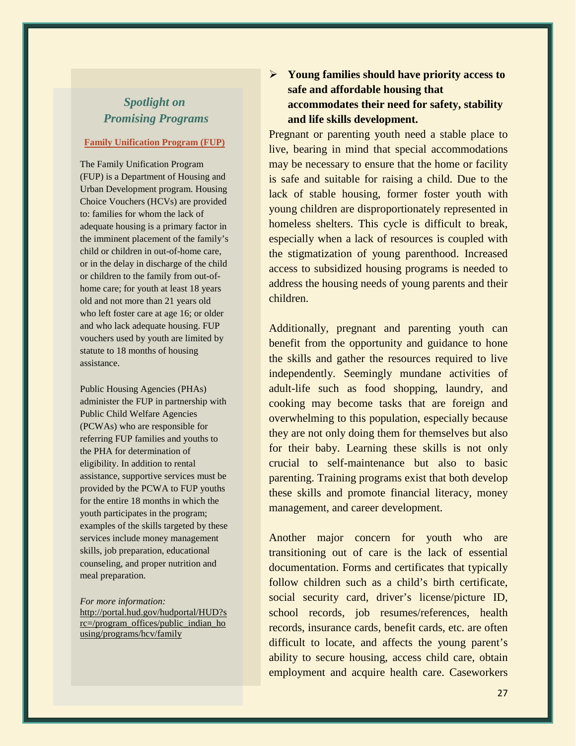### *Spotlight on Promising Programs*

**Family Unification Program (FUP)**

The Family Unification Program (FUP) is a Department of Housing and Urban Development program. Housing Choice Vouchers (HCVs) are provided to: families for whom the lack of adequate housing is a primary factor in the imminent placement of the family's child or children in out-of-home care, or in the delay in discharge of the child or children to the family from out-of-home care; for youth at least 18 years old and not more than 21 years old who left foster care at age 16; or older and who lack adequate housing. FUP vouchers used by youth are limited by statute to 18 months of housing assistance.

Public Housing Agencies (PHAs) administer the FUP in partnership with Public Child Welfare Agencies (PCWAs) who are responsible for referring FUP families and youths to the PHA for determination of eligibility. In addition to rental assistance, supportive services must be provided by the PCWA to FUP youths for the entire 18 months in which the youth participates in the program; examples of the skills targeted by these services include money management skills, job preparation, educational counseling, and proper nutrition and meal preparation.

*For more information:*
http://portal.hud.gov/hudportal/HUD?src=/program_offices/public_indian_housing/programs/hcv/family

- **Young families should have priority access to safe and affordable housing that accommodates their need for safety, stability and life skills development.**

Pregnant or parenting youth need a stable place to live, bearing in mind that special accommodations may be necessary to ensure that the home or facility is safe and suitable for raising a child. Due to the lack of stable housing, former foster youth with young children are disproportionately represented in homeless shelters. This cycle is difficult to break, especially when a lack of resources is coupled with the stigmatization of young parenthood. Increased access to subsidized housing programs is needed to address the housing needs of young parents and their children.

Additionally, pregnant and parenting youth can benefit from the opportunity and guidance to hone the skills and gather the resources required to live independently. Seemingly mundane activities of adult-life such as food shopping, laundry, and cooking may become tasks that are foreign and overwhelming to this population, especially because they are not only doing them for themselves but also for their baby. Learning these skills is not only crucial to self-maintenance but also to basic parenting. Training programs exist that both develop these skills and promote financial literacy, money management, and career development.

Another major concern for youth who are transitioning out of care is the lack of essential documentation. Forms and certificates that typically follow children such as a child's birth certificate, social security card, driver's license/picture ID, school records, job resumes/references, health records, insurance cards, benefit cards, etc. are often difficult to locate, and affects the young parent's ability to secure housing, access child care, obtain employment and acquire health care. Caseworkers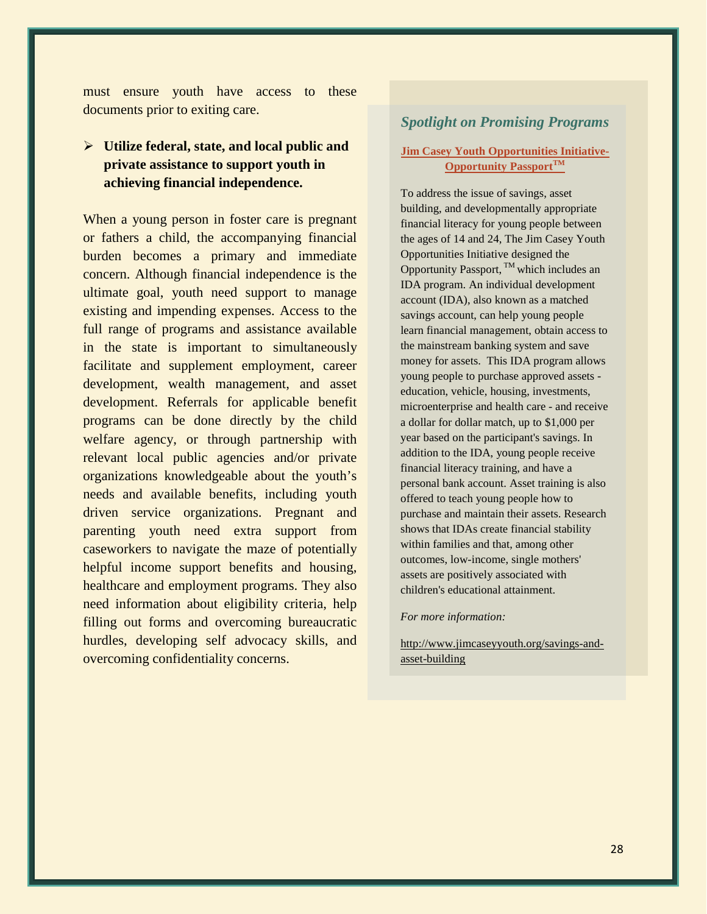must ensure youth have access to these documents prior to exiting care.

- **Utilize federal, state, and local public and private assistance to support youth in achieving financial independence.**

When a young person in foster care is pregnant or fathers a child, the accompanying financial burden becomes a primary and immediate concern. Although financial independence is the ultimate goal, youth need support to manage existing and impending expenses. Access to the full range of programs and assistance available in the state is important to simultaneously facilitate and supplement employment, career development, wealth management, and asset development. Referrals for applicable benefit programs can be done directly by the child welfare agency, or through partnership with relevant local public agencies and/or private organizations knowledgeable about the youth's needs and available benefits, including youth driven service organizations. Pregnant and parenting youth need extra support from caseworkers to navigate the maze of potentially helpful income support benefits and housing, healthcare and employment programs. They also need information about eligibility criteria, help filling out forms and overcoming bureaucratic hurdles, developing self advocacy skills, and overcoming confidentiality concerns.

### *Spotlight on Promising Programs*

**Jim Casey Youth Opportunities Initiative-Opportunity Passport™**

To address the issue of savings, asset building, and developmentally appropriate financial literacy for young people between the ages of 14 and 24, The Jim Casey Youth Opportunities Initiative designed the Opportunity Passport, ™ which includes an IDA program. An individual development account (IDA), also known as a matched savings account, can help young people learn financial management, obtain access to the mainstream banking system and save money for assets. This IDA program allows young people to purchase approved assets - education, vehicle, housing, investments, microenterprise and health care - and receive a dollar for dollar match, up to $1,000 per year based on the participant's savings. In addition to the IDA, young people receive financial literacy training, and have a personal bank account. Asset training is also offered to teach young people how to purchase and maintain their assets. Research shows that IDAs create financial stability within families and that, among other outcomes, low-income, single mothers' assets are positively associated with children's educational attainment.

*For more information:*

http://www.jimcaseyyouth.org/savings-and-asset-building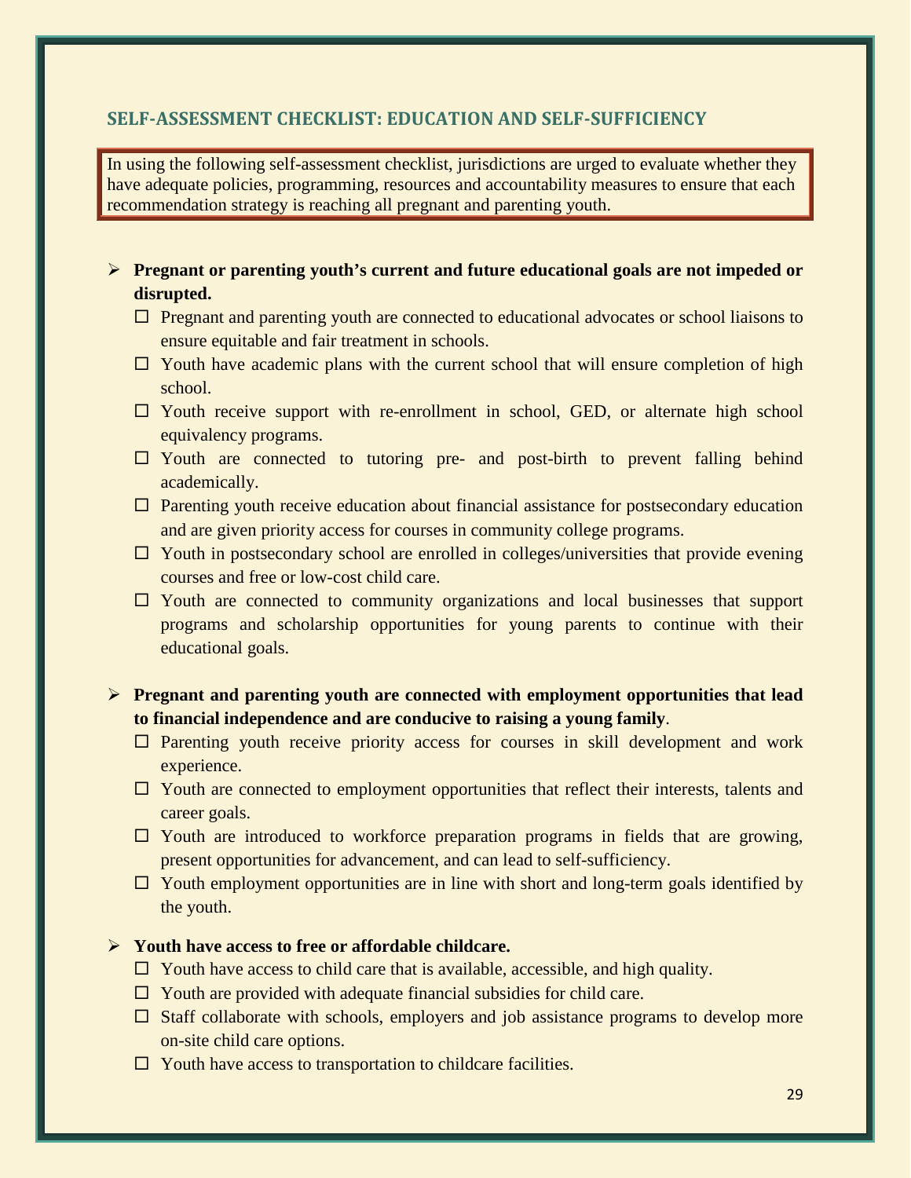## SELF-ASSESSMENT CHECKLIST: EDUCATION AND SELF-SUFFICIENCY

In using the following self-assessment checklist, jurisdictions are urged to evaluate whether they have adequate policies, programming, resources and accountability measures to ensure that each recommendation strategy is reaching all pregnant and parenting youth.

- **Pregnant or parenting youth's current and future educational goals are not impeded or disrupted.**
  - ☐ Pregnant and parenting youth are connected to educational advocates or school liaisons to ensure equitable and fair treatment in schools.
  - ☐ Youth have academic plans with the current school that will ensure completion of high school.
  - ☐ Youth receive support with re-enrollment in school, GED, or alternate high school equivalency programs.
  - ☐ Youth are connected to tutoring pre- and post-birth to prevent falling behind academically.
  - ☐ Parenting youth receive education about financial assistance for postsecondary education and are given priority access for courses in community college programs.
  - ☐ Youth in postsecondary school are enrolled in colleges/universities that provide evening courses and free or low-cost child care.
  - ☐ Youth are connected to community organizations and local businesses that support programs and scholarship opportunities for young parents to continue with their educational goals.

- **Pregnant and parenting youth are connected with employment opportunities that lead to financial independence and are conducive to raising a young family**.
  - ☐ Parenting youth receive priority access for courses in skill development and work experience.
  - ☐ Youth are connected to employment opportunities that reflect their interests, talents and career goals.
  - ☐ Youth are introduced to workforce preparation programs in fields that are growing, present opportunities for advancement, and can lead to self-sufficiency.
  - ☐ Youth employment opportunities are in line with short and long-term goals identified by the youth.

- **Youth have access to free or affordable childcare.**
  - ☐ Youth have access to child care that is available, accessible, and high quality.
  - ☐ Youth are provided with adequate financial subsidies for child care.
  - ☐ Staff collaborate with schools, employers and job assistance programs to develop more on-site child care options.
  - ☐ Youth have access to transportation to childcare facilities.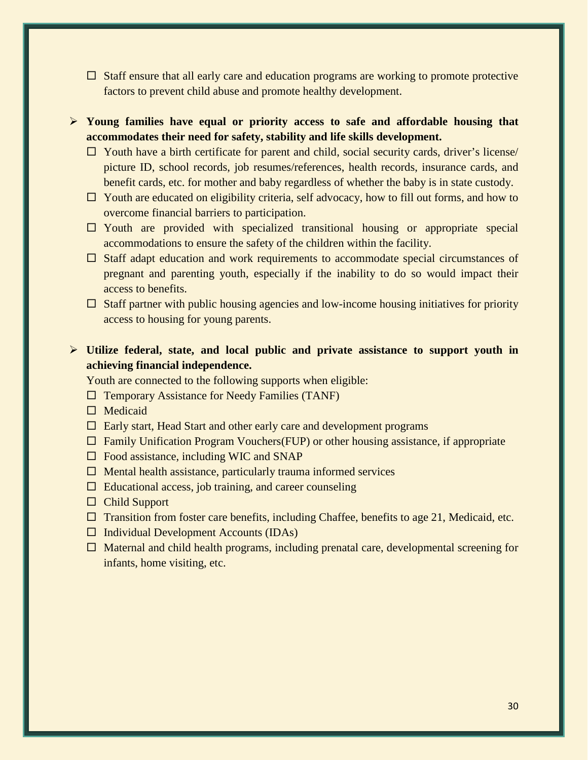- ☐ Staff ensure that all early care and education programs are working to promote protective factors to prevent child abuse and promote healthy development.

- **Young families have equal or priority access to safe and affordable housing that accommodates their need for safety, stability and life skills development.**
  - ☐ Youth have a birth certificate for parent and child, social security cards, driver's license/ picture ID, school records, job resumes/references, health records, insurance cards, and benefit cards, etc. for mother and baby regardless of whether the baby is in state custody.
  - ☐ Youth are educated on eligibility criteria, self advocacy, how to fill out forms, and how to overcome financial barriers to participation.
  - ☐ Youth are provided with specialized transitional housing or appropriate special accommodations to ensure the safety of the children within the facility.
  - ☐ Staff adapt education and work requirements to accommodate special circumstances of pregnant and parenting youth, especially if the inability to do so would impact their access to benefits.
  - ☐ Staff partner with public housing agencies and low-income housing initiatives for priority access to housing for young parents.

- **Utilize federal, state, and local public and private assistance to support youth in achieving financial independence.**

  Youth are connected to the following supports when eligible:
  - ☐ Temporary Assistance for Needy Families (TANF)
  - ☐ Medicaid
  - ☐ Early start, Head Start and other early care and development programs
  - ☐ Family Unification Program Vouchers(FUP) or other housing assistance, if appropriate
  - ☐ Food assistance, including WIC and SNAP
  - ☐ Mental health assistance, particularly trauma informed services
  - ☐ Educational access, job training, and career counseling
  - ☐ Child Support
  - ☐ Transition from foster care benefits, including Chaffee, benefits to age 21, Medicaid, etc.
  - ☐ Individual Development Accounts (IDAs)
  - ☐ Maternal and child health programs, including prenatal care, developmental screening for infants, home visiting, etc.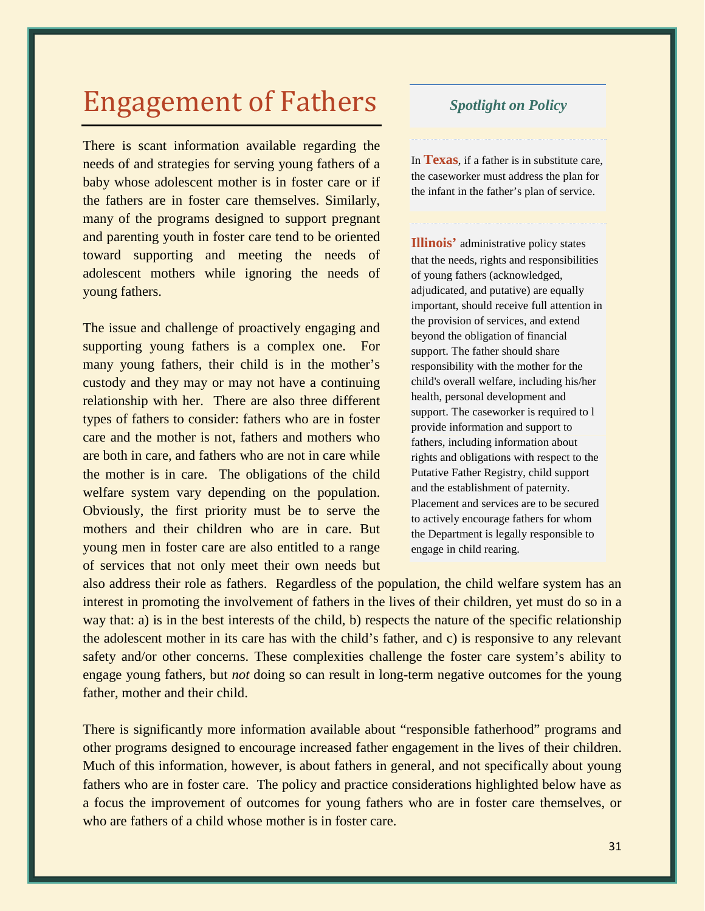# Engagement of Fathers

There is scant information available regarding the needs of and strategies for serving young fathers of a baby whose adolescent mother is in foster care or if the fathers are in foster care themselves. Similarly, many of the programs designed to support pregnant and parenting youth in foster care tend to be oriented toward supporting and meeting the needs of adolescent mothers while ignoring the needs of young fathers.

The issue and challenge of proactively engaging and supporting young fathers is a complex one. For many young fathers, their child is in the mother's custody and they may or may not have a continuing relationship with her. There are also three different types of fathers to consider: fathers who are in foster care and the mother is not, fathers and mothers who are both in care, and fathers who are not in care while the mother is in care. The obligations of the child welfare system vary depending on the population. Obviously, the first priority must be to serve the mothers and their children who are in care. But young men in foster care are also entitled to a range of services that not only meet their own needs but also address their role as fathers. Regardless of the population, the child welfare system has an interest in promoting the involvement of fathers in the lives of their children, yet must do so in a way that: a) is in the best interests of the child, b) respects the nature of the specific relationship the adolescent mother in its care has with the child's father, and c) is responsive to any relevant safety and/or other concerns. These complexities challenge the foster care system's ability to engage young fathers, but *not* doing so can result in long-term negative outcomes for the young father, mother and their child.

There is significantly more information available about "responsible fatherhood" programs and other programs designed to encourage increased father engagement in the lives of their children. Much of this information, however, is about fathers in general, and not specifically about young fathers who are in foster care. The policy and practice considerations highlighted below have as a focus the improvement of outcomes for young fathers who are in foster care themselves, or who are fathers of a child whose mother is in foster care.

> ***Spotlight on Policy***
>
> In **Texas**, if a father is in substitute care, the caseworker must address the plan for the infant in the father's plan of service.
>
> **Illinois'** administrative policy states that the needs, rights and responsibilities of young fathers (acknowledged, adjudicated, and putative) are equally important, should receive full attention in the provision of services, and extend beyond the obligation of financial support. The father should share responsibility with the mother for the child's overall welfare, including his/her health, personal development and support. The caseworker is required to l provide information and support to fathers, including information about rights and obligations with respect to the Putative Father Registry, child support and the establishment of paternity. Placement and services are to be secured to actively encourage fathers for whom the Department is legally responsible to engage in child rearing.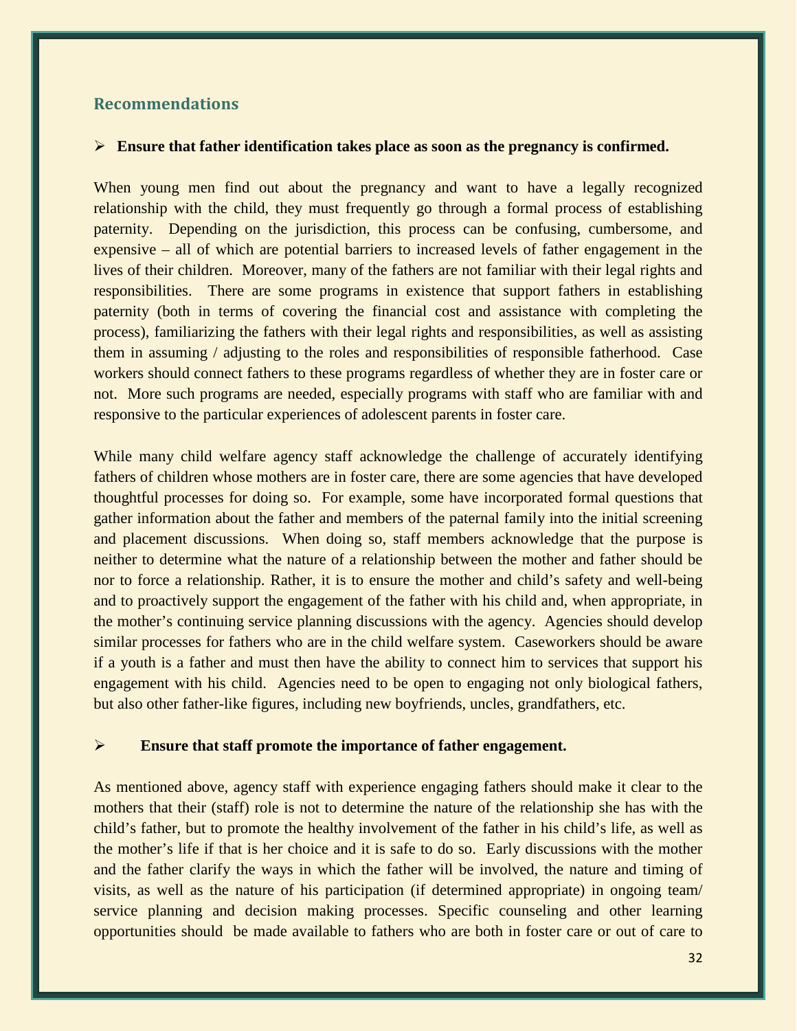## Recommendations

- **Ensure that father identification takes place as soon as the pregnancy is confirmed.**

When young men find out about the pregnancy and want to have a legally recognized relationship with the child, they must frequently go through a formal process of establishing paternity. Depending on the jurisdiction, this process can be confusing, cumbersome, and expensive – all of which are potential barriers to increased levels of father engagement in the lives of their children. Moreover, many of the fathers are not familiar with their legal rights and responsibilities. There are some programs in existence that support fathers in establishing paternity (both in terms of covering the financial cost and assistance with completing the process), familiarizing the fathers with their legal rights and responsibilities, as well as assisting them in assuming / adjusting to the roles and responsibilities of responsible fatherhood. Case workers should connect fathers to these programs regardless of whether they are in foster care or not. More such programs are needed, especially programs with staff who are familiar with and responsive to the particular experiences of adolescent parents in foster care.

While many child welfare agency staff acknowledge the challenge of accurately identifying fathers of children whose mothers are in foster care, there are some agencies that have developed thoughtful processes for doing so. For example, some have incorporated formal questions that gather information about the father and members of the paternal family into the initial screening and placement discussions. When doing so, staff members acknowledge that the purpose is neither to determine what the nature of a relationship between the mother and father should be nor to force a relationship. Rather, it is to ensure the mother and child's safety and well-being and to proactively support the engagement of the father with his child and, when appropriate, in the mother's continuing service planning discussions with the agency. Agencies should develop similar processes for fathers who are in the child welfare system. Caseworkers should be aware if a youth is a father and must then have the ability to connect him to services that support his engagement with his child. Agencies need to be open to engaging not only biological fathers, but also other father-like figures, including new boyfriends, uncles, grandfathers, etc.

- **Ensure that staff promote the importance of father engagement.**

As mentioned above, agency staff with experience engaging fathers should make it clear to the mothers that their (staff) role is not to determine the nature of the relationship she has with the child's father, but to promote the healthy involvement of the father in his child's life, as well as the mother's life if that is her choice and it is safe to do so. Early discussions with the mother and the father clarify the ways in which the father will be involved, the nature and timing of visits, as well as the nature of his participation (if determined appropriate) in ongoing team/ service planning and decision making processes. Specific counseling and other learning opportunities should be made available to fathers who are both in foster care or out of care to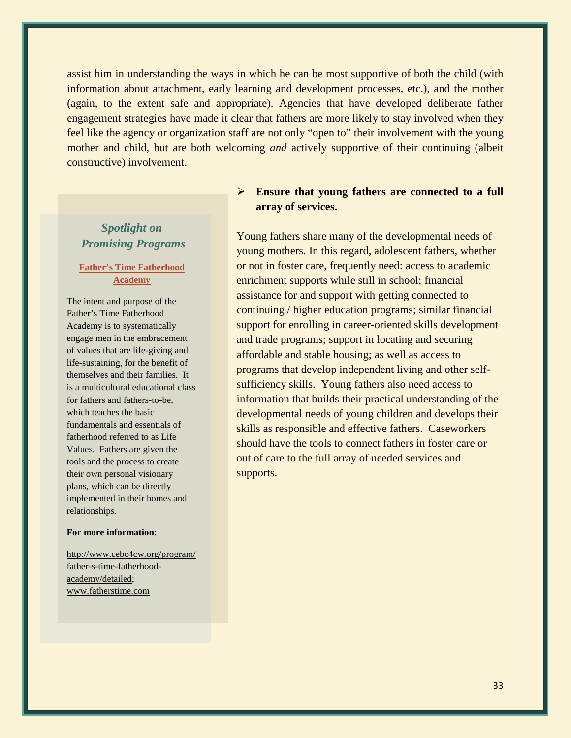assist him in understanding the ways in which he can be most supportive of both the child (with information about attachment, early learning and development processes, etc.), and the mother (again, to the extent safe and appropriate). Agencies that have developed deliberate father engagement strategies have made it clear that fathers are more likely to stay involved when they feel like the agency or organization staff are not only "open to" their involvement with the young mother and child, but are both welcoming *and* actively supportive of their continuing (albeit constructive) involvement.

- **Ensure that young fathers are connected to a full array of services.**

Young fathers share many of the developmental needs of young mothers. In this regard, adolescent fathers, whether or not in foster care, frequently need: access to academic enrichment supports while still in school; financial assistance for and support with getting connected to continuing / higher education programs; similar financial support for enrolling in career-oriented skills development and trade programs; support in locating and securing affordable and stable housing; as well as access to programs that develop independent living and other self-sufficiency skills. Young fathers also need access to information that builds their practical understanding of the developmental needs of young children and develops their skills as responsible and effective fathers. Caseworkers should have the tools to connect fathers in foster care or out of care to the full array of needed services and supports.

### *Spotlight on Promising Programs*

**Father's Time Fatherhood Academy**

The intent and purpose of the Father's Time Fatherhood Academy is to systematically engage men in the embracement of values that are life-giving and life-sustaining, for the benefit of themselves and their families. It is a multicultural educational class for fathers and fathers-to-be, which teaches the basic fundamentals and essentials of fatherhood referred to as Life Values. Fathers are given the tools and the process to create their own personal visionary plans, which can be directly implemented in their homes and relationships.

**For more information**:

http://www.cebc4cw.org/program/father-s-time-fatherhood-academy/detailed; www.fatherstime.com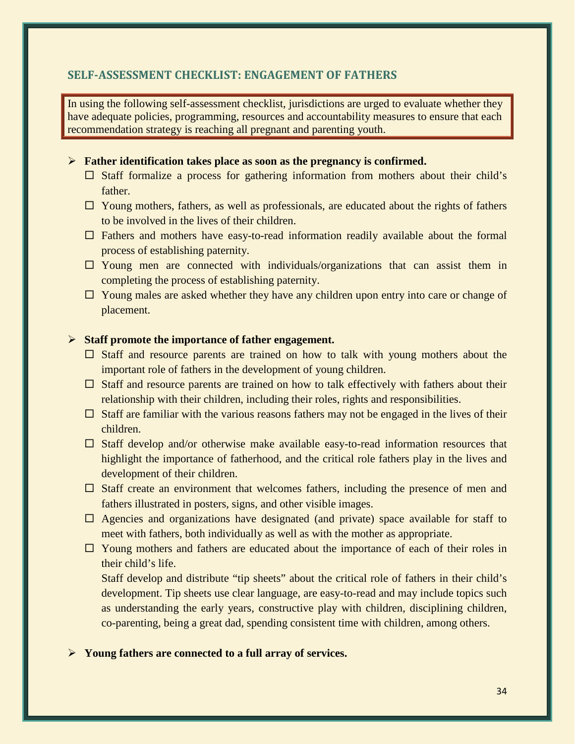## SELF-ASSESSMENT CHECKLIST: ENGAGEMENT OF FATHERS

In using the following self-assessment checklist, jurisdictions are urged to evaluate whether they have adequate policies, programming, resources and accountability measures to ensure that each recommendation strategy is reaching all pregnant and parenting youth.

- **Father identification takes place as soon as the pregnancy is confirmed.**
  - ☐ Staff formalize a process for gathering information from mothers about their child's father.
  - ☐ Young mothers, fathers, as well as professionals, are educated about the rights of fathers to be involved in the lives of their children.
  - ☐ Fathers and mothers have easy-to-read information readily available about the formal process of establishing paternity.
  - ☐ Young men are connected with individuals/organizations that can assist them in completing the process of establishing paternity.
  - ☐ Young males are asked whether they have any children upon entry into care or change of placement.

- **Staff promote the importance of father engagement.**
  - ☐ Staff and resource parents are trained on how to talk with young mothers about the important role of fathers in the development of young children.
  - ☐ Staff and resource parents are trained on how to talk effectively with fathers about their relationship with their children, including their roles, rights and responsibilities.
  - ☐ Staff are familiar with the various reasons fathers may not be engaged in the lives of their children.
  - ☐ Staff develop and/or otherwise make available easy-to-read information resources that highlight the importance of fatherhood, and the critical role fathers play in the lives and development of their children.
  - ☐ Staff create an environment that welcomes fathers, including the presence of men and fathers illustrated in posters, signs, and other visible images.
  - ☐ Agencies and organizations have designated (and private) space available for staff to meet with fathers, both individually as well as with the mother as appropriate.
  - ☐ Young mothers and fathers are educated about the importance of each of their roles in their child's life.

    Staff develop and distribute "tip sheets" about the critical role of fathers in their child's development. Tip sheets use clear language, are easy-to-read and may include topics such as understanding the early years, constructive play with children, disciplining children, co-parenting, being a great dad, spending consistent time with children, among others.

- **Young fathers are connected to a full array of services.**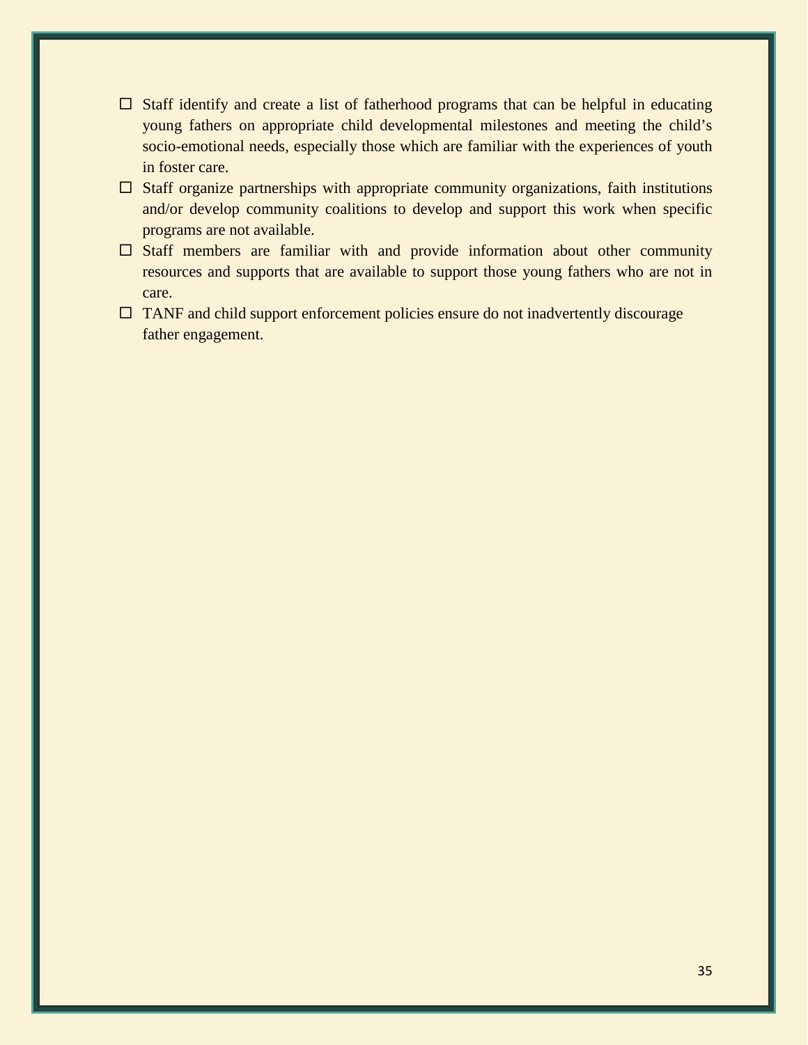- ☐ Staff identify and create a list of fatherhood programs that can be helpful in educating young fathers on appropriate child developmental milestones and meeting the child's socio-emotional needs, especially those which are familiar with the experiences of youth in foster care.
- ☐ Staff organize partnerships with appropriate community organizations, faith institutions and/or develop community coalitions to develop and support this work when specific programs are not available.
- ☐ Staff members are familiar with and provide information about other community resources and supports that are available to support those young fathers who are not in care.
- ☐ TANF and child support enforcement policies ensure do not inadvertently discourage father engagement.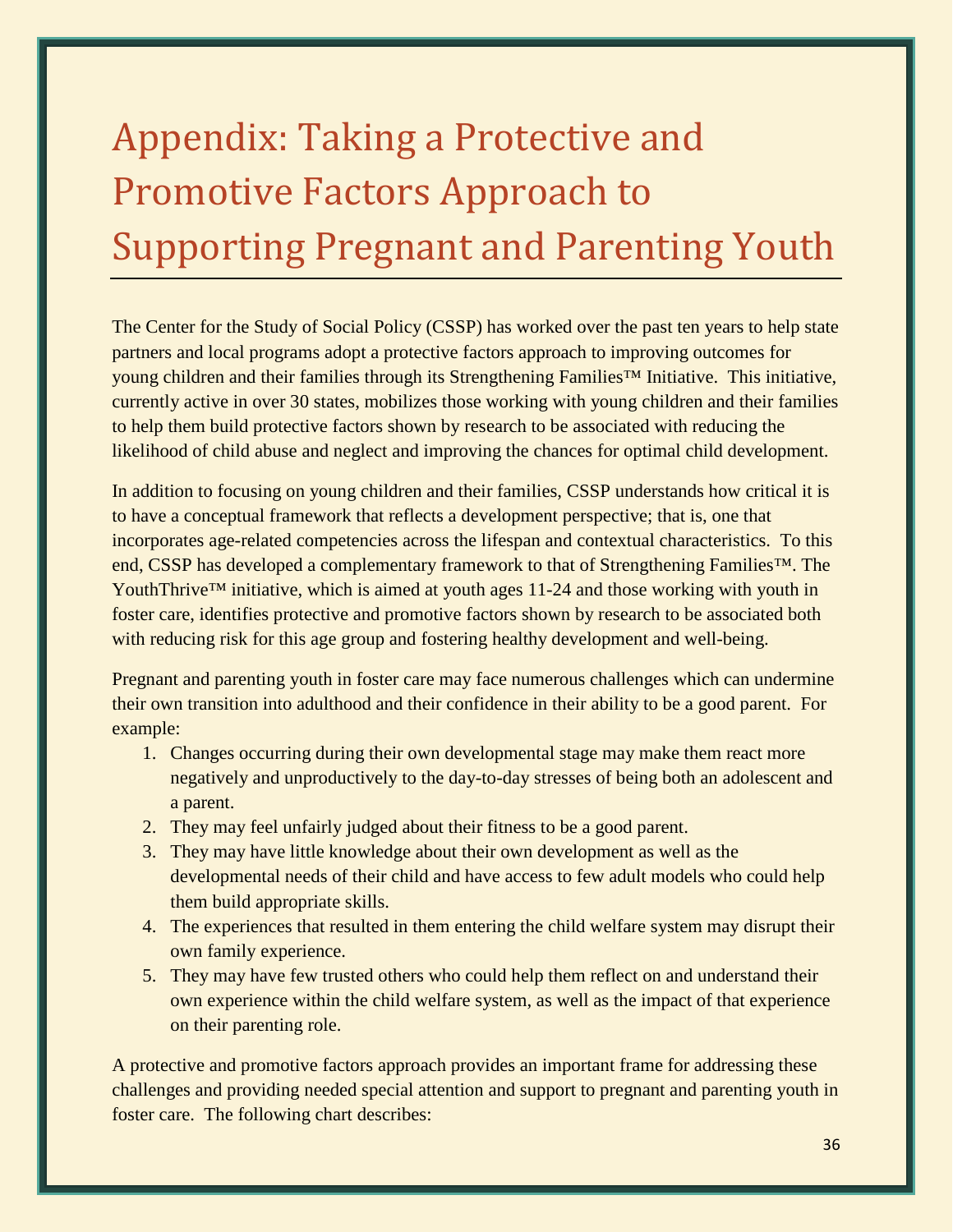# Appendix: Taking a Protective and Promotive Factors Approach to Supporting Pregnant and Parenting Youth

The Center for the Study of Social Policy (CSSP) has worked over the past ten years to help state partners and local programs adopt a protective factors approach to improving outcomes for young children and their families through its Strengthening Families™ Initiative. This initiative, currently active in over 30 states, mobilizes those working with young children and their families to help them build protective factors shown by research to be associated with reducing the likelihood of child abuse and neglect and improving the chances for optimal child development.

In addition to focusing on young children and their families, CSSP understands how critical it is to have a conceptual framework that reflects a development perspective; that is, one that incorporates age-related competencies across the lifespan and contextual characteristics. To this end, CSSP has developed a complementary framework to that of Strengthening Families™. The YouthThrive™ initiative, which is aimed at youth ages 11-24 and those working with youth in foster care, identifies protective and promotive factors shown by research to be associated both with reducing risk for this age group and fostering healthy development and well-being.

Pregnant and parenting youth in foster care may face numerous challenges which can undermine their own transition into adulthood and their confidence in their ability to be a good parent. For example:

1. Changes occurring during their own developmental stage may make them react more negatively and unproductively to the day-to-day stresses of being both an adolescent and a parent.
2. They may feel unfairly judged about their fitness to be a good parent.
3. They may have little knowledge about their own development as well as the developmental needs of their child and have access to few adult models who could help them build appropriate skills.
4. The experiences that resulted in them entering the child welfare system may disrupt their own family experience.
5. They may have few trusted others who could help them reflect on and understand their own experience within the child welfare system, as well as the impact of that experience on their parenting role.

A protective and promotive factors approach provides an important frame for addressing these challenges and providing needed special attention and support to pregnant and parenting youth in foster care. The following chart describes: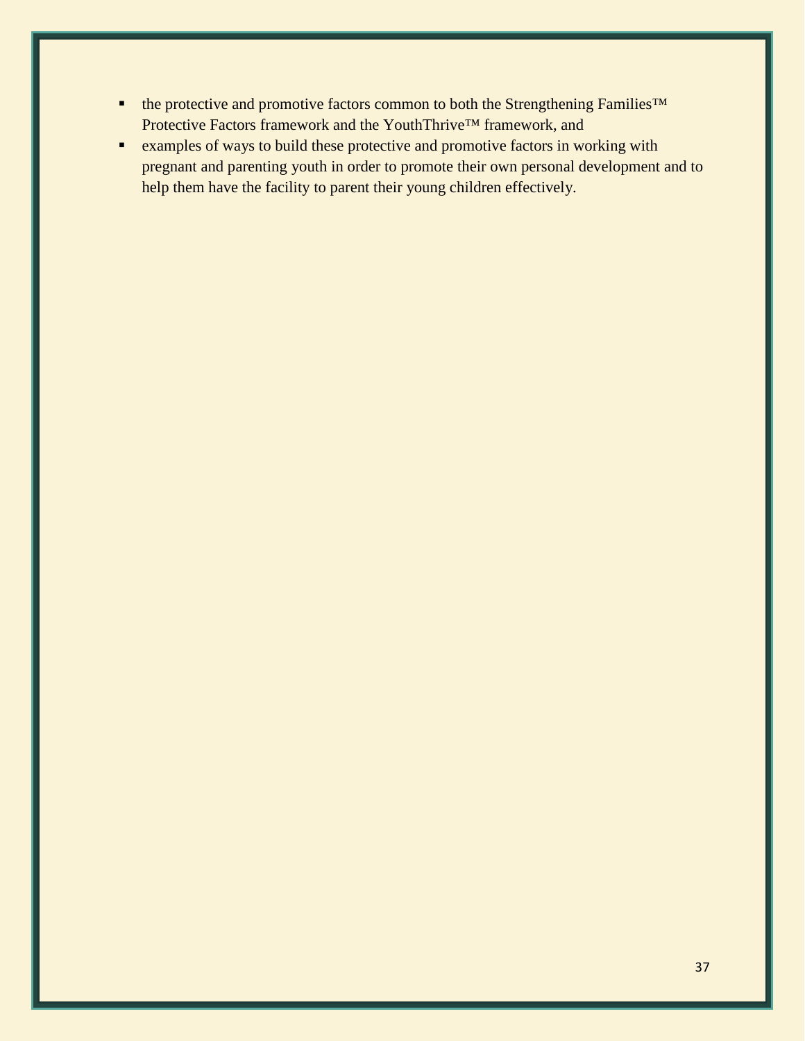- the protective and promotive factors common to both the Strengthening Families™ Protective Factors framework and the YouthThrive™ framework, and
- examples of ways to build these protective and promotive factors in working with pregnant and parenting youth in order to promote their own personal development and to help them have the facility to parent their young children effectively.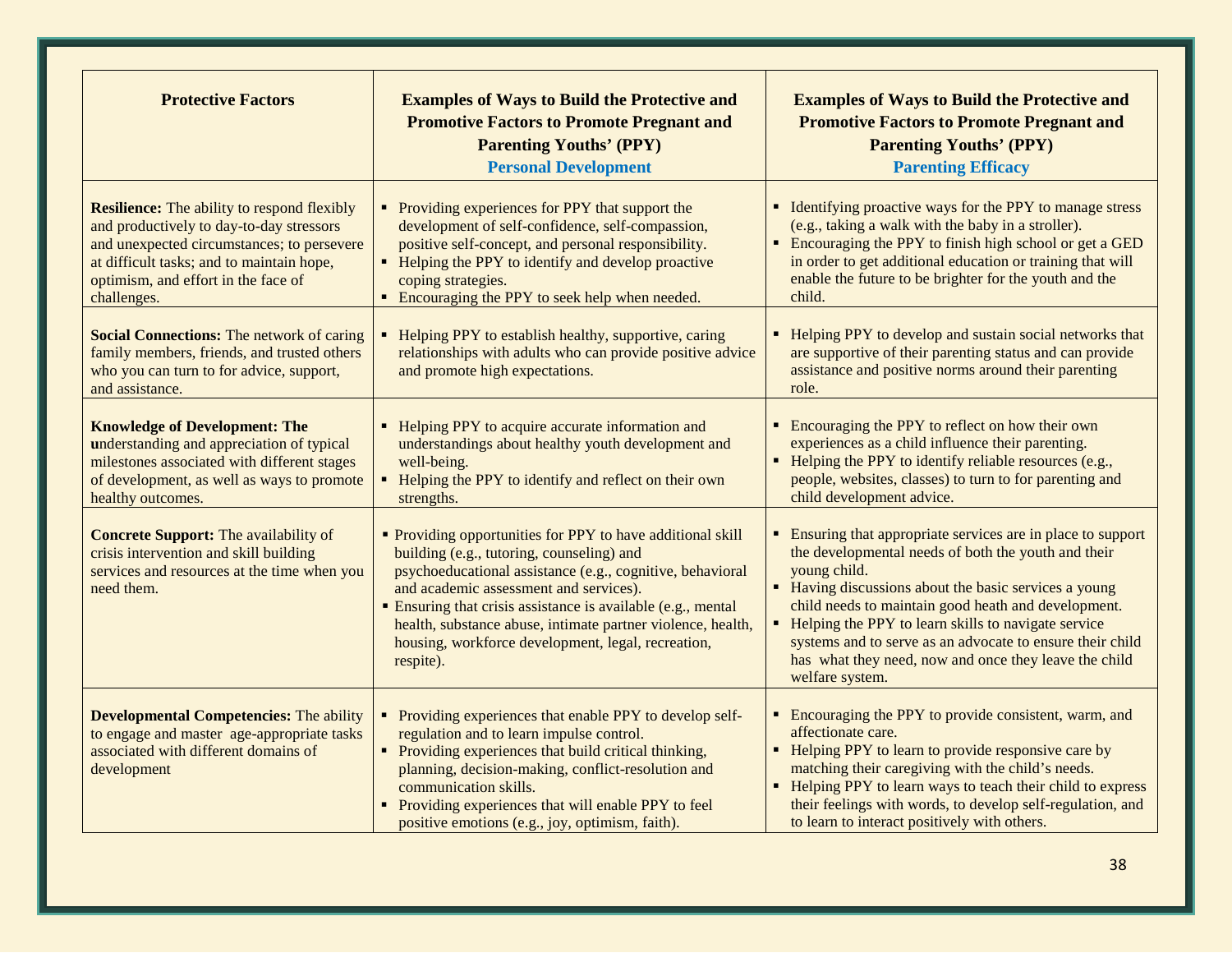| Protective Factors | Examples of Ways to Build the Protective and Promotive Factors to Promote Pregnant and Parenting Youths' (PPY) Personal Development | Examples of Ways to Build the Protective and Promotive Factors to Promote Pregnant and Parenting Youths' (PPY) Parenting Efficacy |
|---|---|---|
| **Resilience:** The ability to respond flexibly and productively to day-to-day stressors and unexpected circumstances; to persevere at difficult tasks; and to maintain hope, optimism, and effort in the face of challenges. | ▪ Providing experiences for PPY that support the development of self-confidence, self-compassion, positive self-concept, and personal responsibility.<br>▪ Helping the PPY to identify and develop proactive coping strategies.<br>▪ Encouraging the PPY to seek help when needed. | ▪ Identifying proactive ways for the PPY to manage stress (e.g., taking a walk with the baby in a stroller).<br>▪ Encouraging the PPY to finish high school or get a GED in order to get additional education or training that will enable the future to be brighter for the youth and the child. |
| **Social Connections:** The network of caring family members, friends, and trusted others who you can turn to for advice, support, and assistance. | ▪ Helping PPY to establish healthy, supportive, caring relationships with adults who can provide positive advice and promote high expectations. | ▪ Helping PPY to develop and sustain social networks that are supportive of their parenting status and can provide assistance and positive norms around their parenting role. |
| **Knowledge of Development: The understanding** and appreciation of typical milestones associated with different stages of development, as well as ways to promote healthy outcomes. | ▪ Helping PPY to acquire accurate information and understandings about healthy youth development and well-being.<br>▪ Helping the PPY to identify and reflect on their own strengths. | ▪ Encouraging the PPY to reflect on how their own experiences as a child influence their parenting.<br>▪ Helping the PPY to identify reliable resources (e.g., people, websites, classes) to turn to for parenting and child development advice. |
| **Concrete Support:** The availability of crisis intervention and skill building services and resources at the time when you need them. | ▪ Providing opportunities for PPY to have additional skill building (e.g., tutoring, counseling) and psychoeducational assistance (e.g., cognitive, behavioral and academic assessment and services).<br>▪ Ensuring that crisis assistance is available (e.g., mental health, substance abuse, intimate partner violence, health, housing, workforce development, legal, recreation, respite). | ▪ Ensuring that appropriate services are in place to support the developmental needs of both the youth and their young child.<br>▪ Having discussions about the basic services a young child needs to maintain good heath and development.<br>▪ Helping the PPY to learn skills to navigate service systems and to serve as an advocate to ensure their child has what they need, now and once they leave the child welfare system. |
| **Developmental Competencies:** The ability to engage and master age-appropriate tasks associated with different domains of development | ▪ Providing experiences that enable PPY to develop self-regulation and to learn impulse control.<br>▪ Providing experiences that build critical thinking, planning, decision-making, conflict-resolution and communication skills.<br>▪ Providing experiences that will enable PPY to feel positive emotions (e.g., joy, optimism, faith). | ▪ Encouraging the PPY to provide consistent, warm, and affectionate care.<br>▪ Helping PPY to learn to provide responsive care by matching their caregiving with the child's needs.<br>▪ Helping PPY to learn ways to teach their child to express their feelings with words, to develop self-regulation, and to learn to interact positively with others. |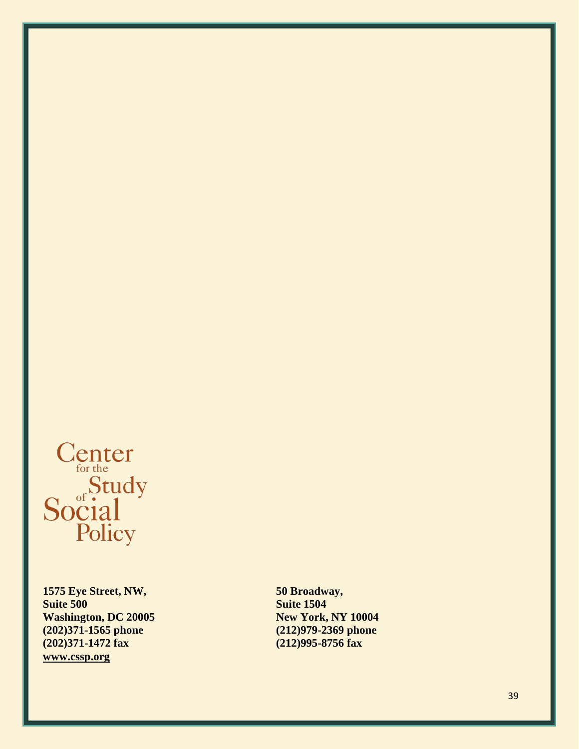Center
for the
of Study
Social
Policy

**1575 Eye Street, NW,**
**Suite 500**
**Washington, DC 20005**
**(202)371-1565 phone**
**(202)371-1472 fax**
**www.cssp.org**

**50 Broadway,**
**Suite 1504**
**New York, NY 10004**
**(212)979-2369 phone**
**(212)995-8756 fax**